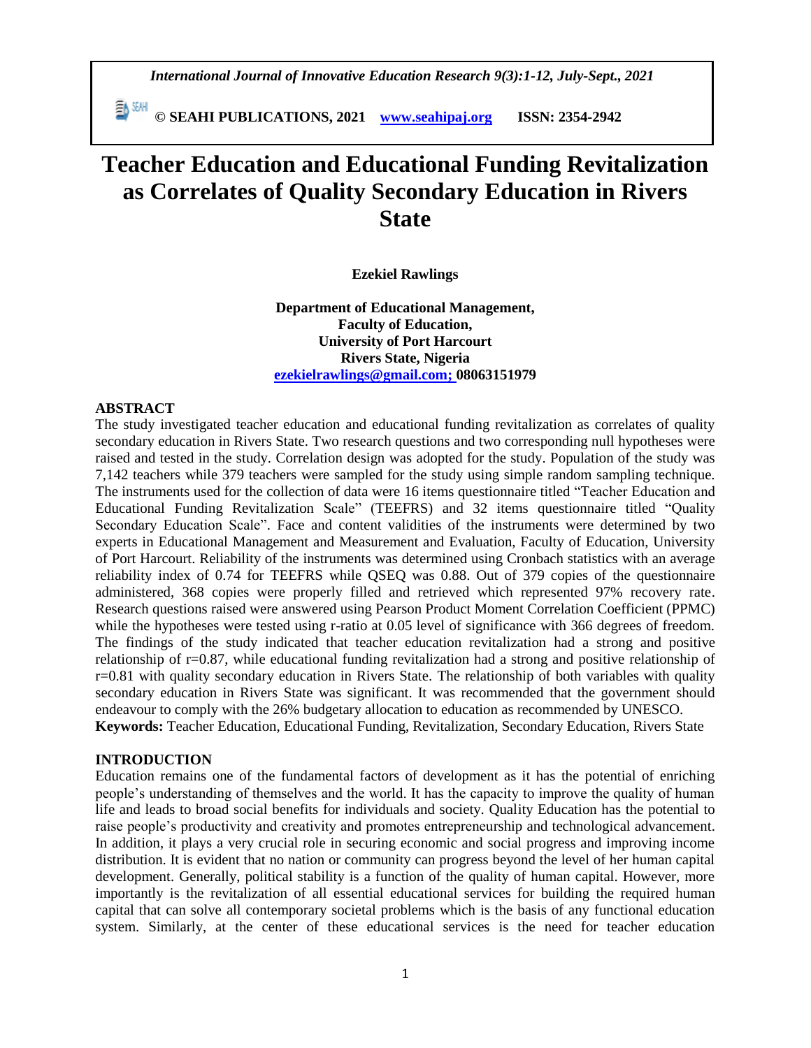# Teacher Education and Educational Funding Revitalization as Correlates of Quality Secondary Education in Rivers State

**Ezekiel Rawlings**

**Department of Educational Management,**
**Faculty of Education,**
**University of Port Harcourt**
**Rivers State, Nigeria**
**ezekielrawlings@gmail.com; 08063151979**

## ABSTRACT

The study investigated teacher education and educational funding revitalization as correlates of quality secondary education in Rivers State. Two research questions and two corresponding null hypotheses were raised and tested in the study. Correlation design was adopted for the study. Population of the study was 7,142 teachers while 379 teachers were sampled for the study using simple random sampling technique. The instruments used for the collection of data were 16 items questionnaire titled "Teacher Education and Educational Funding Revitalization Scale" (TEEFRS) and 32 items questionnaire titled "Quality Secondary Education Scale". Face and content validities of the instruments were determined by two experts in Educational Management and Measurement and Evaluation, Faculty of Education, University of Port Harcourt. Reliability of the instruments was determined using Cronbach statistics with an average reliability index of 0.74 for TEEFRS while QSEQ was 0.88. Out of 379 copies of the questionnaire administered, 368 copies were properly filled and retrieved which represented 97% recovery rate. Research questions raised were answered using Pearson Product Moment Correlation Coefficient (PPMC) while the hypotheses were tested using r-ratio at 0.05 level of significance with 366 degrees of freedom. The findings of the study indicated that teacher education revitalization had a strong and positive relationship of r=0.87, while educational funding revitalization had a strong and positive relationship of r=0.81 with quality secondary education in Rivers State. The relationship of both variables with quality secondary education in Rivers State was significant. It was recommended that the government should endeavour to comply with the 26% budgetary allocation to education as recommended by UNESCO.

**Keywords:** Teacher Education, Educational Funding, Revitalization, Secondary Education, Rivers State

## INTRODUCTION

Education remains one of the fundamental factors of development as it has the potential of enriching people's understanding of themselves and the world. It has the capacity to improve the quality of human life and leads to broad social benefits for individuals and society. Quality Education has the potential to raise people's productivity and creativity and promotes entrepreneurship and technological advancement. In addition, it plays a very crucial role in securing economic and social progress and improving income distribution. It is evident that no nation or community can progress beyond the level of her human capital development. Generally, political stability is a function of the quality of human capital. However, more importantly is the revitalization of all essential educational services for building the required human capital that can solve all contemporary societal problems which is the basis of any functional education system. Similarly, at the center of these educational services is the need for teacher education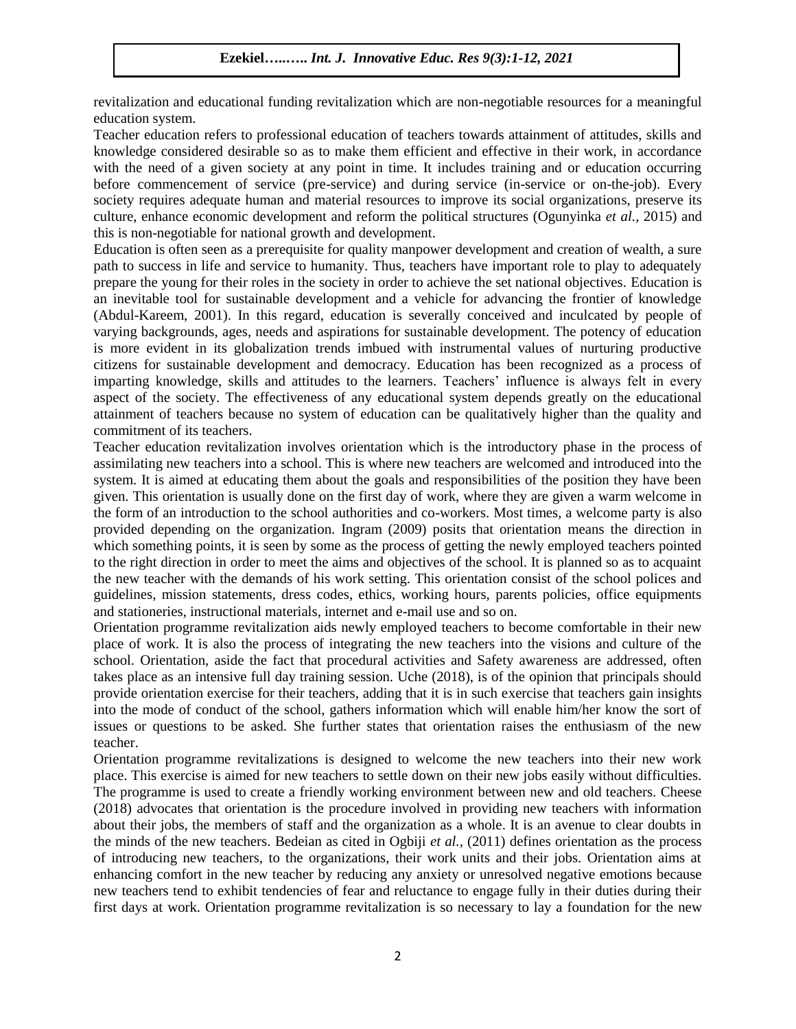revitalization and educational funding revitalization which are non-negotiable resources for a meaningful education system.

Teacher education refers to professional education of teachers towards attainment of attitudes, skills and knowledge considered desirable so as to make them efficient and effective in their work, in accordance with the need of a given society at any point in time. It includes training and or education occurring before commencement of service (pre-service) and during service (in-service or on-the-job). Every society requires adequate human and material resources to improve its social organizations, preserve its culture, enhance economic development and reform the political structures (Ogunyinka *et al.,* 2015) and this is non-negotiable for national growth and development.

Education is often seen as a prerequisite for quality manpower development and creation of wealth, a sure path to success in life and service to humanity. Thus, teachers have important role to play to adequately prepare the young for their roles in the society in order to achieve the set national objectives. Education is an inevitable tool for sustainable development and a vehicle for advancing the frontier of knowledge (Abdul-Kareem, 2001). In this regard, education is severally conceived and inculcated by people of varying backgrounds, ages, needs and aspirations for sustainable development. The potency of education is more evident in its globalization trends imbued with instrumental values of nurturing productive citizens for sustainable development and democracy. Education has been recognized as a process of imparting knowledge, skills and attitudes to the learners. Teachers' influence is always felt in every aspect of the society. The effectiveness of any educational system depends greatly on the educational attainment of teachers because no system of education can be qualitatively higher than the quality and commitment of its teachers.

Teacher education revitalization involves orientation which is the introductory phase in the process of assimilating new teachers into a school. This is where new teachers are welcomed and introduced into the system. It is aimed at educating them about the goals and responsibilities of the position they have been given. This orientation is usually done on the first day of work, where they are given a warm welcome in the form of an introduction to the school authorities and co-workers. Most times, a welcome party is also provided depending on the organization. Ingram (2009) posits that orientation means the direction in which something points, it is seen by some as the process of getting the newly employed teachers pointed to the right direction in order to meet the aims and objectives of the school. It is planned so as to acquaint the new teacher with the demands of his work setting. This orientation consist of the school polices and guidelines, mission statements, dress codes, ethics, working hours, parents policies, office equipments and stationeries, instructional materials, internet and e-mail use and so on.

Orientation programme revitalization aids newly employed teachers to become comfortable in their new place of work. It is also the process of integrating the new teachers into the visions and culture of the school. Orientation, aside the fact that procedural activities and Safety awareness are addressed, often takes place as an intensive full day training session. Uche (2018), is of the opinion that principals should provide orientation exercise for their teachers, adding that it is in such exercise that teachers gain insights into the mode of conduct of the school, gathers information which will enable him/her know the sort of issues or questions to be asked. She further states that orientation raises the enthusiasm of the new teacher.

Orientation programme revitalizations is designed to welcome the new teachers into their new work place. This exercise is aimed for new teachers to settle down on their new jobs easily without difficulties. The programme is used to create a friendly working environment between new and old teachers. Cheese (2018) advocates that orientation is the procedure involved in providing new teachers with information about their jobs, the members of staff and the organization as a whole. It is an avenue to clear doubts in the minds of the new teachers. Bedeian as cited in Ogbiji *et al.,* (2011) defines orientation as the process of introducing new teachers, to the organizations, their work units and their jobs. Orientation aims at enhancing comfort in the new teacher by reducing any anxiety or unresolved negative emotions because new teachers tend to exhibit tendencies of fear and reluctance to engage fully in their duties during their first days at work. Orientation programme revitalization is so necessary to lay a foundation for the new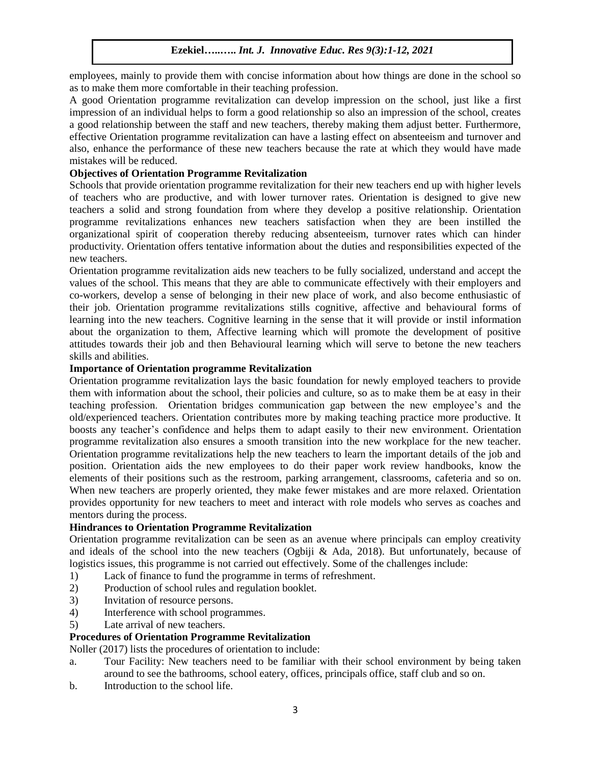employees, mainly to provide them with concise information about how things are done in the school so as to make them more comfortable in their teaching profession.

A good Orientation programme revitalization can develop impression on the school, just like a first impression of an individual helps to form a good relationship so also an impression of the school, creates a good relationship between the staff and new teachers, thereby making them adjust better. Furthermore, effective Orientation programme revitalization can have a lasting effect on absenteeism and turnover and also, enhance the performance of these new teachers because the rate at which they would have made mistakes will be reduced.

**Objectives of Orientation Programme Revitalization**

Schools that provide orientation programme revitalization for their new teachers end up with higher levels of teachers who are productive, and with lower turnover rates. Orientation is designed to give new teachers a solid and strong foundation from where they develop a positive relationship. Orientation programme revitalizations enhances new teachers satisfaction when they are been instilled the organizational spirit of cooperation thereby reducing absenteeism, turnover rates which can hinder productivity. Orientation offers tentative information about the duties and responsibilities expected of the new teachers.

Orientation programme revitalization aids new teachers to be fully socialized, understand and accept the values of the school. This means that they are able to communicate effectively with their employers and co-workers, develop a sense of belonging in their new place of work, and also become enthusiastic of their job. Orientation programme revitalizations stills cognitive, affective and behavioural forms of learning into the new teachers. Cognitive learning in the sense that it will provide or instil information about the organization to them, Affective learning which will promote the development of positive attitudes towards their job and then Behavioural learning which will serve to betone the new teachers skills and abilities.

**Importance of Orientation programme Revitalization**

Orientation programme revitalization lays the basic foundation for newly employed teachers to provide them with information about the school, their policies and culture, so as to make them be at easy in their teaching profession. Orientation bridges communication gap between the new employee's and the old/experienced teachers. Orientation contributes more by making teaching practice more productive. It boosts any teacher's confidence and helps them to adapt easily to their new environment. Orientation programme revitalization also ensures a smooth transition into the new workplace for the new teacher. Orientation programme revitalizations help the new teachers to learn the important details of the job and position. Orientation aids the new employees to do their paper work review handbooks, know the elements of their positions such as the restroom, parking arrangement, classrooms, cafeteria and so on. When new teachers are properly oriented, they make fewer mistakes and are more relaxed. Orientation provides opportunity for new teachers to meet and interact with role models who serves as coaches and mentors during the process.

**Hindrances to Orientation Programme Revitalization**

Orientation programme revitalization can be seen as an avenue where principals can employ creativity and ideals of the school into the new teachers (Ogbiji & Ada, 2018). But unfortunately, because of logistics issues, this programme is not carried out effectively. Some of the challenges include:

1) Lack of finance to fund the programme in terms of refreshment.
2) Production of school rules and regulation booklet.
3) Invitation of resource persons.
4) Interference with school programmes.
5) Late arrival of new teachers.

**Procedures of Orientation Programme Revitalization**

Noller (2017) lists the procedures of orientation to include:

a. Tour Facility: New teachers need to be familiar with their school environment by being taken around to see the bathrooms, school eatery, offices, principals office, staff club and so on.
b. Introduction to the school life.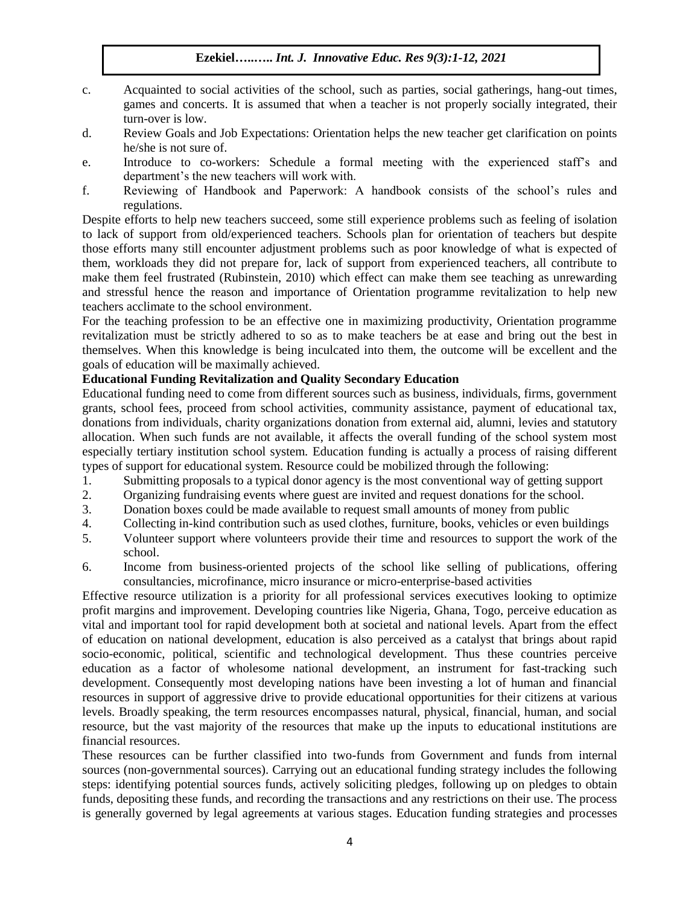c. Acquainted to social activities of the school, such as parties, social gatherings, hang-out times, games and concerts. It is assumed that when a teacher is not properly socially integrated, their turn-over is low.
d. Review Goals and Job Expectations: Orientation helps the new teacher get clarification on points he/she is not sure of.
e. Introduce to co-workers: Schedule a formal meeting with the experienced staff's and department's the new teachers will work with.
f. Reviewing of Handbook and Paperwork: A handbook consists of the school's rules and regulations.

Despite efforts to help new teachers succeed, some still experience problems such as feeling of isolation to lack of support from old/experienced teachers. Schools plan for orientation of teachers but despite those efforts many still encounter adjustment problems such as poor knowledge of what is expected of them, workloads they did not prepare for, lack of support from experienced teachers, all contribute to make them feel frustrated (Rubinstein, 2010) which effect can make them see teaching as unrewarding and stressful hence the reason and importance of Orientation programme revitalization to help new teachers acclimate to the school environment.

For the teaching profession to be an effective one in maximizing productivity, Orientation programme revitalization must be strictly adhered to so as to make teachers be at ease and bring out the best in themselves. When this knowledge is being inculcated into them, the outcome will be excellent and the goals of education will be maximally achieved.

**Educational Funding Revitalization and Quality Secondary Education**

Educational funding need to come from different sources such as business, individuals, firms, government grants, school fees, proceed from school activities, community assistance, payment of educational tax, donations from individuals, charity organizations donation from external aid, alumni, levies and statutory allocation. When such funds are not available, it affects the overall funding of the school system most especially tertiary institution school system. Education funding is actually a process of raising different types of support for educational system. Resource could be mobilized through the following:

1. Submitting proposals to a typical donor agency is the most conventional way of getting support
2. Organizing fundraising events where guest are invited and request donations for the school.
3. Donation boxes could be made available to request small amounts of money from public
4. Collecting in-kind contribution such as used clothes, furniture, books, vehicles or even buildings
5. Volunteer support where volunteers provide their time and resources to support the work of the school.
6. Income from business-oriented projects of the school like selling of publications, offering consultancies, microfinance, micro insurance or micro-enterprise-based activities

Effective resource utilization is a priority for all professional services executives looking to optimize profit margins and improvement. Developing countries like Nigeria, Ghana, Togo, perceive education as vital and important tool for rapid development both at societal and national levels. Apart from the effect of education on national development, education is also perceived as a catalyst that brings about rapid socio-economic, political, scientific and technological development. Thus these countries perceive education as a factor of wholesome national development, an instrument for fast-tracking such development. Consequently most developing nations have been investing a lot of human and financial resources in support of aggressive drive to provide educational opportunities for their citizens at various levels. Broadly speaking, the term resources encompasses natural, physical, financial, human, and social resource, but the vast majority of the resources that make up the inputs to educational institutions are financial resources.

These resources can be further classified into two-funds from Government and funds from internal sources (non-governmental sources). Carrying out an educational funding strategy includes the following steps: identifying potential sources funds, actively soliciting pledges, following up on pledges to obtain funds, depositing these funds, and recording the transactions and any restrictions on their use. The process is generally governed by legal agreements at various stages. Education funding strategies and processes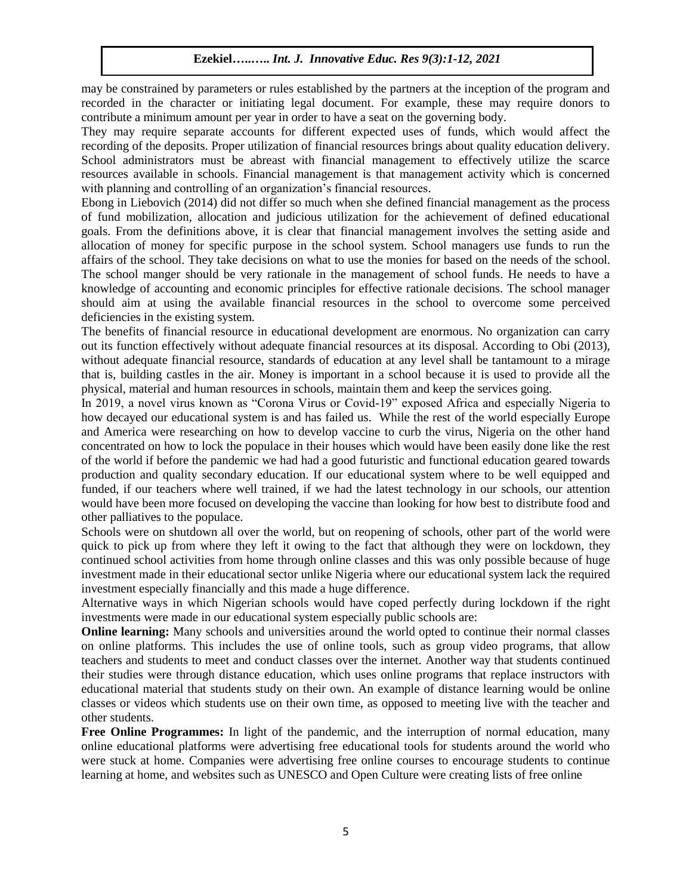may be constrained by parameters or rules established by the partners at the inception of the program and recorded in the character or initiating legal document. For example, these may require donors to contribute a minimum amount per year in order to have a seat on the governing body.

They may require separate accounts for different expected uses of funds, which would affect the recording of the deposits. Proper utilization of financial resources brings about quality education delivery. School administrators must be abreast with financial management to effectively utilize the scarce resources available in schools. Financial management is that management activity which is concerned with planning and controlling of an organization's financial resources.

Ebong in Liebovich (2014) did not differ so much when she defined financial management as the process of fund mobilization, allocation and judicious utilization for the achievement of defined educational goals. From the definitions above, it is clear that financial management involves the setting aside and allocation of money for specific purpose in the school system. School managers use funds to run the affairs of the school. They take decisions on what to use the monies for based on the needs of the school. The school manger should be very rationale in the management of school funds. He needs to have a knowledge of accounting and economic principles for effective rationale decisions. The school manager should aim at using the available financial resources in the school to overcome some perceived deficiencies in the existing system.

The benefits of financial resource in educational development are enormous. No organization can carry out its function effectively without adequate financial resources at its disposal. According to Obi (2013), without adequate financial resource, standards of education at any level shall be tantamount to a mirage that is, building castles in the air. Money is important in a school because it is used to provide all the physical, material and human resources in schools, maintain them and keep the services going.

In 2019, a novel virus known as "Corona Virus or Covid-19" exposed Africa and especially Nigeria to how decayed our educational system is and has failed us. While the rest of the world especially Europe and America were researching on how to develop vaccine to curb the virus, Nigeria on the other hand concentrated on how to lock the populace in their houses which would have been easily done like the rest of the world if before the pandemic we had had a good futuristic and functional education geared towards production and quality secondary education. If our educational system where to be well equipped and funded, if our teachers where well trained, if we had the latest technology in our schools, our attention would have been more focused on developing the vaccine than looking for how best to distribute food and other palliatives to the populace.

Schools were on shutdown all over the world, but on reopening of schools, other part of the world were quick to pick up from where they left it owing to the fact that although they were on lockdown, they continued school activities from home through online classes and this was only possible because of huge investment made in their educational sector unlike Nigeria where our educational system lack the required investment especially financially and this made a huge difference.

Alternative ways in which Nigerian schools would have coped perfectly during lockdown if the right investments were made in our educational system especially public schools are:

**Online learning:** Many schools and universities around the world opted to continue their normal classes on online platforms. This includes the use of online tools, such as group video programs, that allow teachers and students to meet and conduct classes over the internet. Another way that students continued their studies were through distance education, which uses online programs that replace instructors with educational material that students study on their own. An example of distance learning would be online classes or videos which students use on their own time, as opposed to meeting live with the teacher and other students.

**Free Online Programmes:** In light of the pandemic, and the interruption of normal education, many online educational platforms were advertising free educational tools for students around the world who were stuck at home. Companies were advertising free online courses to encourage students to continue learning at home, and websites such as UNESCO and Open Culture were creating lists of free online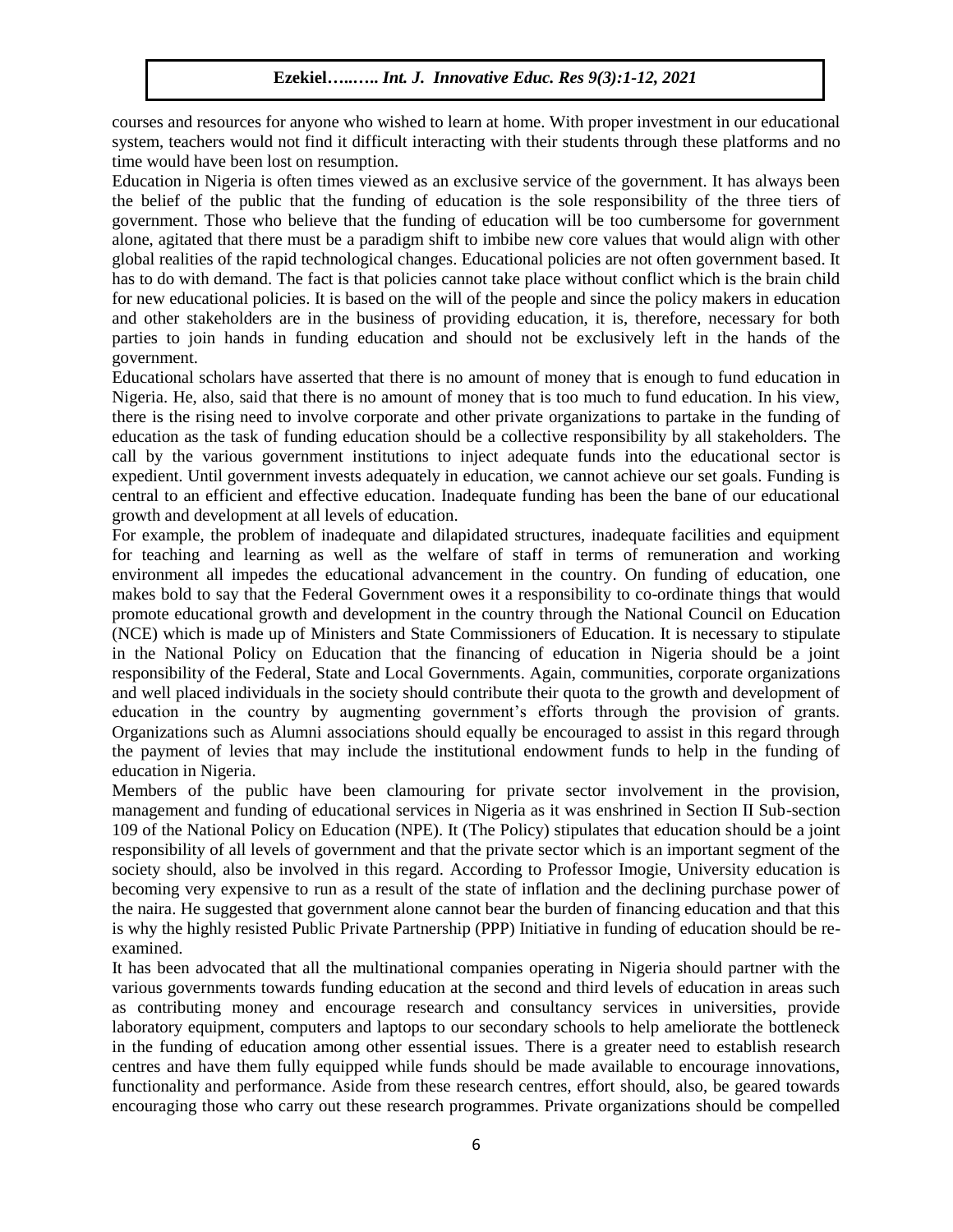courses and resources for anyone who wished to learn at home. With proper investment in our educational system, teachers would not find it difficult interacting with their students through these platforms and no time would have been lost on resumption.

Education in Nigeria is often times viewed as an exclusive service of the government. It has always been the belief of the public that the funding of education is the sole responsibility of the three tiers of government. Those who believe that the funding of education will be too cumbersome for government alone, agitated that there must be a paradigm shift to imbibe new core values that would align with other global realities of the rapid technological changes. Educational policies are not often government based. It has to do with demand. The fact is that policies cannot take place without conflict which is the brain child for new educational policies. It is based on the will of the people and since the policy makers in education and other stakeholders are in the business of providing education, it is, therefore, necessary for both parties to join hands in funding education and should not be exclusively left in the hands of the government.

Educational scholars have asserted that there is no amount of money that is enough to fund education in Nigeria. He, also, said that there is no amount of money that is too much to fund education. In his view, there is the rising need to involve corporate and other private organizations to partake in the funding of education as the task of funding education should be a collective responsibility by all stakeholders. The call by the various government institutions to inject adequate funds into the educational sector is expedient. Until government invests adequately in education, we cannot achieve our set goals. Funding is central to an efficient and effective education. Inadequate funding has been the bane of our educational growth and development at all levels of education.

For example, the problem of inadequate and dilapidated structures, inadequate facilities and equipment for teaching and learning as well as the welfare of staff in terms of remuneration and working environment all impedes the educational advancement in the country. On funding of education, one makes bold to say that the Federal Government owes it a responsibility to co-ordinate things that would promote educational growth and development in the country through the National Council on Education (NCE) which is made up of Ministers and State Commissioners of Education. It is necessary to stipulate in the National Policy on Education that the financing of education in Nigeria should be a joint responsibility of the Federal, State and Local Governments. Again, communities, corporate organizations and well placed individuals in the society should contribute their quota to the growth and development of education in the country by augmenting government's efforts through the provision of grants. Organizations such as Alumni associations should equally be encouraged to assist in this regard through the payment of levies that may include the institutional endowment funds to help in the funding of education in Nigeria.

Members of the public have been clamouring for private sector involvement in the provision, management and funding of educational services in Nigeria as it was enshrined in Section II Sub-section 109 of the National Policy on Education (NPE). It (The Policy) stipulates that education should be a joint responsibility of all levels of government and that the private sector which is an important segment of the society should, also be involved in this regard. According to Professor Imogie, University education is becoming very expensive to run as a result of the state of inflation and the declining purchase power of the naira. He suggested that government alone cannot bear the burden of financing education and that this is why the highly resisted Public Private Partnership (PPP) Initiative in funding of education should be re-examined.

It has been advocated that all the multinational companies operating in Nigeria should partner with the various governments towards funding education at the second and third levels of education in areas such as contributing money and encourage research and consultancy services in universities, provide laboratory equipment, computers and laptops to our secondary schools to help ameliorate the bottleneck in the funding of education among other essential issues. There is a greater need to establish research centres and have them fully equipped while funds should be made available to encourage innovations, functionality and performance. Aside from these research centres, effort should, also, be geared towards encouraging those who carry out these research programmes. Private organizations should be compelled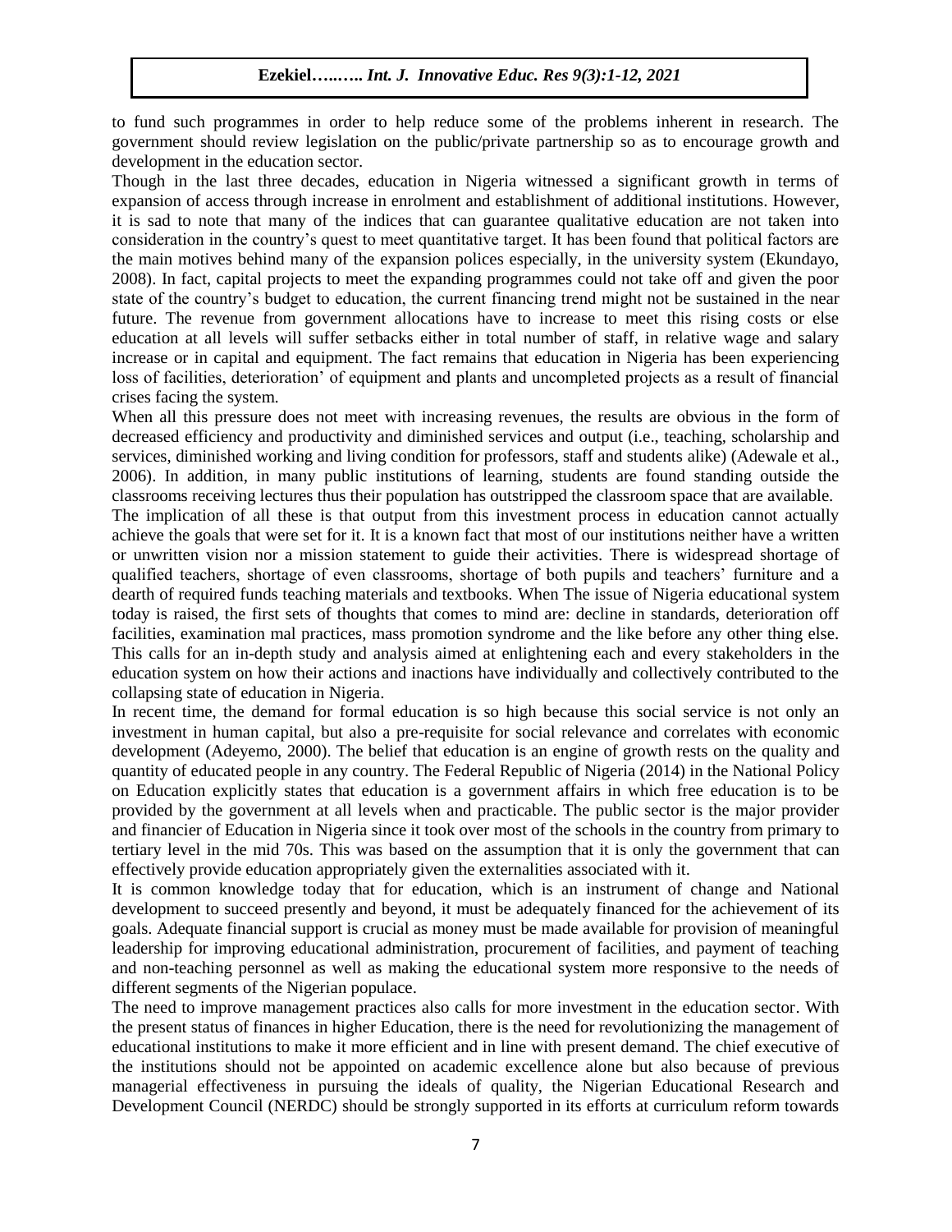to fund such programmes in order to help reduce some of the problems inherent in research. The government should review legislation on the public/private partnership so as to encourage growth and development in the education sector.

Though in the last three decades, education in Nigeria witnessed a significant growth in terms of expansion of access through increase in enrolment and establishment of additional institutions. However, it is sad to note that many of the indices that can guarantee qualitative education are not taken into consideration in the country's quest to meet quantitative target. It has been found that political factors are the main motives behind many of the expansion polices especially, in the university system (Ekundayo, 2008). In fact, capital projects to meet the expanding programmes could not take off and given the poor state of the country's budget to education, the current financing trend might not be sustained in the near future. The revenue from government allocations have to increase to meet this rising costs or else education at all levels will suffer setbacks either in total number of staff, in relative wage and salary increase or in capital and equipment. The fact remains that education in Nigeria has been experiencing loss of facilities, deterioration' of equipment and plants and uncompleted projects as a result of financial crises facing the system.

When all this pressure does not meet with increasing revenues, the results are obvious in the form of decreased efficiency and productivity and diminished services and output (i.e., teaching, scholarship and services, diminished working and living condition for professors, staff and students alike) (Adewale et al., 2006). In addition, in many public institutions of learning, students are found standing outside the classrooms receiving lectures thus their population has outstripped the classroom space that are available.

The implication of all these is that output from this investment process in education cannot actually achieve the goals that were set for it. It is a known fact that most of our institutions neither have a written or unwritten vision nor a mission statement to guide their activities. There is widespread shortage of qualified teachers, shortage of even classrooms, shortage of both pupils and teachers' furniture and a dearth of required funds teaching materials and textbooks. When The issue of Nigeria educational system today is raised, the first sets of thoughts that comes to mind are: decline in standards, deterioration off facilities, examination mal practices, mass promotion syndrome and the like before any other thing else. This calls for an in-depth study and analysis aimed at enlightening each and every stakeholders in the education system on how their actions and inactions have individually and collectively contributed to the collapsing state of education in Nigeria.

In recent time, the demand for formal education is so high because this social service is not only an investment in human capital, but also a pre-requisite for social relevance and correlates with economic development (Adeyemo, 2000). The belief that education is an engine of growth rests on the quality and quantity of educated people in any country. The Federal Republic of Nigeria (2014) in the National Policy on Education explicitly states that education is a government affairs in which free education is to be provided by the government at all levels when and practicable. The public sector is the major provider and financier of Education in Nigeria since it took over most of the schools in the country from primary to tertiary level in the mid 70s. This was based on the assumption that it is only the government that can effectively provide education appropriately given the externalities associated with it.

It is common knowledge today that for education, which is an instrument of change and National development to succeed presently and beyond, it must be adequately financed for the achievement of its goals. Adequate financial support is crucial as money must be made available for provision of meaningful leadership for improving educational administration, procurement of facilities, and payment of teaching and non-teaching personnel as well as making the educational system more responsive to the needs of different segments of the Nigerian populace.

The need to improve management practices also calls for more investment in the education sector. With the present status of finances in higher Education, there is the need for revolutionizing the management of educational institutions to make it more efficient and in line with present demand. The chief executive of the institutions should not be appointed on academic excellence alone but also because of previous managerial effectiveness in pursuing the ideals of quality, the Nigerian Educational Research and Development Council (NERDC) should be strongly supported in its efforts at curriculum reform towards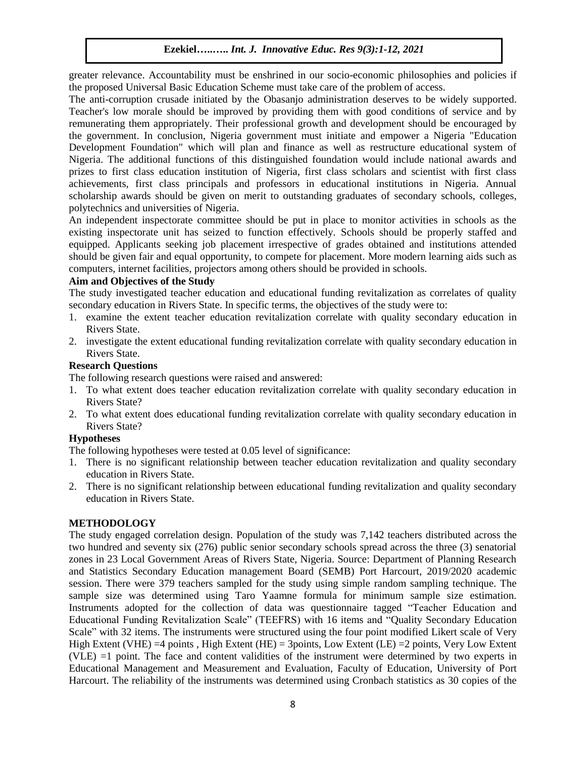greater relevance. Accountability must be enshrined in our socio-economic philosophies and policies if the proposed Universal Basic Education Scheme must take care of the problem of access.

The anti-corruption crusade initiated by the Obasanjo administration deserves to be widely supported. Teacher's low morale should be improved by providing them with good conditions of service and by remunerating them appropriately. Their professional growth and development should be encouraged by the government. In conclusion, Nigeria government must initiate and empower a Nigeria "Education Development Foundation" which will plan and finance as well as restructure educational system of Nigeria. The additional functions of this distinguished foundation would include national awards and prizes to first class education institution of Nigeria, first class scholars and scientist with first class achievements, first class principals and professors in educational institutions in Nigeria. Annual scholarship awards should be given on merit to outstanding graduates of secondary schools, colleges, polytechnics and universities of Nigeria.

An independent inspectorate committee should be put in place to monitor activities in schools as the existing inspectorate unit has seized to function effectively. Schools should be properly staffed and equipped. Applicants seeking job placement irrespective of grades obtained and institutions attended should be given fair and equal opportunity, to compete for placement. More modern learning aids such as computers, internet facilities, projectors among others should be provided in schools.

**Aim and Objectives of the Study**

The study investigated teacher education and educational funding revitalization as correlates of quality secondary education in Rivers State. In specific terms, the objectives of the study were to:

1. examine the extent teacher education revitalization correlate with quality secondary education in Rivers State.
2. investigate the extent educational funding revitalization correlate with quality secondary education in Rivers State.

**Research Questions**

The following research questions were raised and answered:

1. To what extent does teacher education revitalization correlate with quality secondary education in Rivers State?
2. To what extent does educational funding revitalization correlate with quality secondary education in Rivers State?

**Hypotheses**

The following hypotheses were tested at 0.05 level of significance:

1. There is no significant relationship between teacher education revitalization and quality secondary education in Rivers State.
2. There is no significant relationship between educational funding revitalization and quality secondary education in Rivers State.

## METHODOLOGY

The study engaged correlation design. Population of the study was 7,142 teachers distributed across the two hundred and seventy six (276) public senior secondary schools spread across the three (3) senatorial zones in 23 Local Government Areas of Rivers State, Nigeria. Source: Department of Planning Research and Statistics Secondary Education management Board (SEMB) Port Harcourt, 2019/2020 academic session. There were 379 teachers sampled for the study using simple random sampling technique. The sample size was determined using Taro Yaamne formula for minimum sample size estimation. Instruments adopted for the collection of data was questionnaire tagged "Teacher Education and Educational Funding Revitalization Scale" (TEEFRS) with 16 items and "Quality Secondary Education Scale" with 32 items. The instruments were structured using the four point modified Likert scale of Very High Extent (VHE) =4 points , High Extent (HE) = 3points, Low Extent (LE) =2 points, Very Low Extent (VLE) =1 point. The face and content validities of the instrument were determined by two experts in Educational Management and Measurement and Evaluation, Faculty of Education, University of Port Harcourt. The reliability of the instruments was determined using Cronbach statistics as 30 copies of the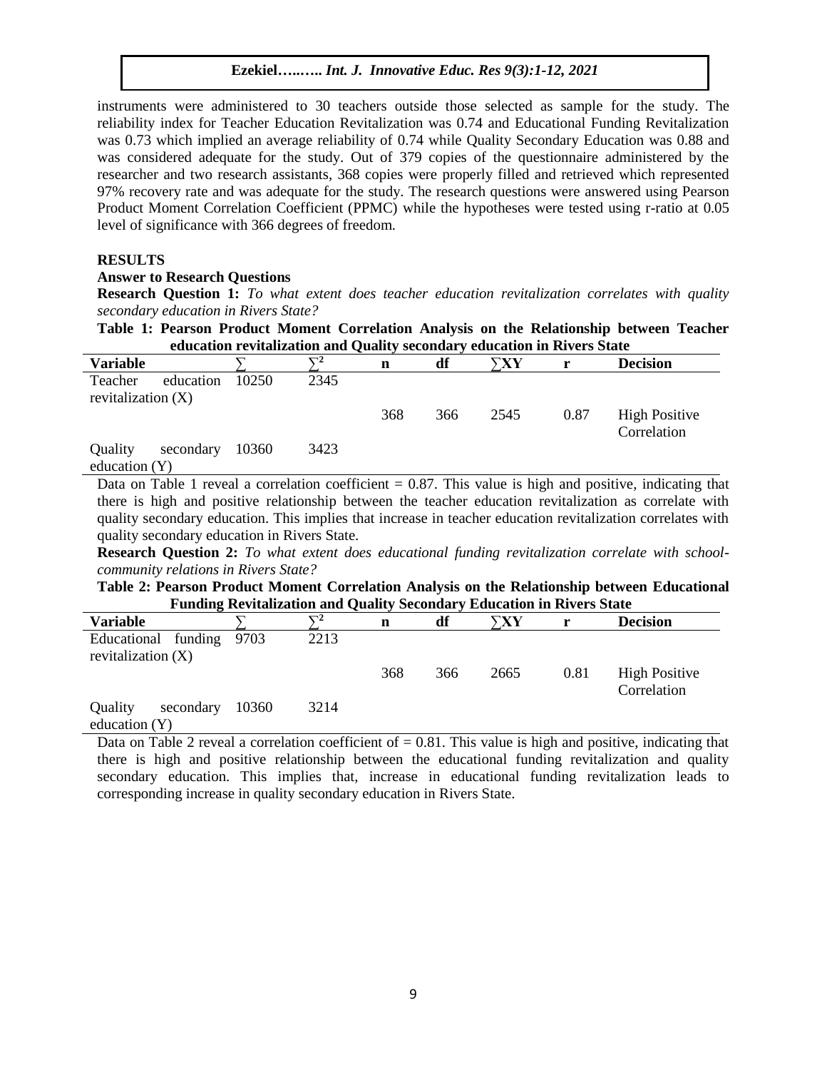instruments were administered to 30 teachers outside those selected as sample for the study. The reliability index for Teacher Education Revitalization was 0.74 and Educational Funding Revitalization was 0.73 which implied an average reliability of 0.74 while Quality Secondary Education was 0.88 and was considered adequate for the study. Out of 379 copies of the questionnaire administered by the researcher and two research assistants, 368 copies were properly filled and retrieved which represented 97% recovery rate and was adequate for the study. The research questions were answered using Pearson Product Moment Correlation Coefficient (PPMC) while the hypotheses were tested using r-ratio at 0.05 level of significance with 366 degrees of freedom.

## RESULTS

### Answer to Research Questions

**Research Question 1:** *To what extent does teacher education revitalization correlates with quality secondary education in Rivers State?*

**Table 1: Pearson Product Moment Correlation Analysis on the Relationship between Teacher education revitalization and Quality secondary education in Rivers State**

| Variable | $\sum$ | $\sum^2$ | n | df | $\sum XY$ | r | Decision |
|---|---|---|---|---|---|---|---|
| Teacher education revitalization (X) | 10250 | 2345 | | | | | |
| | | | 368 | 366 | 2545 | 0.87 | High Positive Correlation |
| Quality secondary education (Y) | 10360 | 3423 | | | | | |

Data on Table 1 reveal a correlation coefficient = 0.87. This value is high and positive, indicating that there is high and positive relationship between the teacher education revitalization as correlate with quality secondary education. This implies that increase in teacher education revitalization correlates with quality secondary education in Rivers State.

**Research Question 2:** *To what extent does educational funding revitalization correlate with school-community relations in Rivers State?*

**Table 2: Pearson Product Moment Correlation Analysis on the Relationship between Educational Funding Revitalization and Quality Secondary Education in Rivers State**

| Variable | $\sum$ | $\sum^2$ | n | df | $\sum XY$ | r | Decision |
|---|---|---|---|---|---|---|---|
| Educational funding revitalization (X) | 9703 | 2213 | | | | | |
| | | | 368 | 366 | 2665 | 0.81 | High Positive Correlation |
| Quality secondary education (Y) | 10360 | 3214 | | | | | |

Data on Table 2 reveal a correlation coefficient of = 0.81. This value is high and positive, indicating that there is high and positive relationship between the educational funding revitalization and quality secondary education. This implies that, increase in educational funding revitalization leads to corresponding increase in quality secondary education in Rivers State.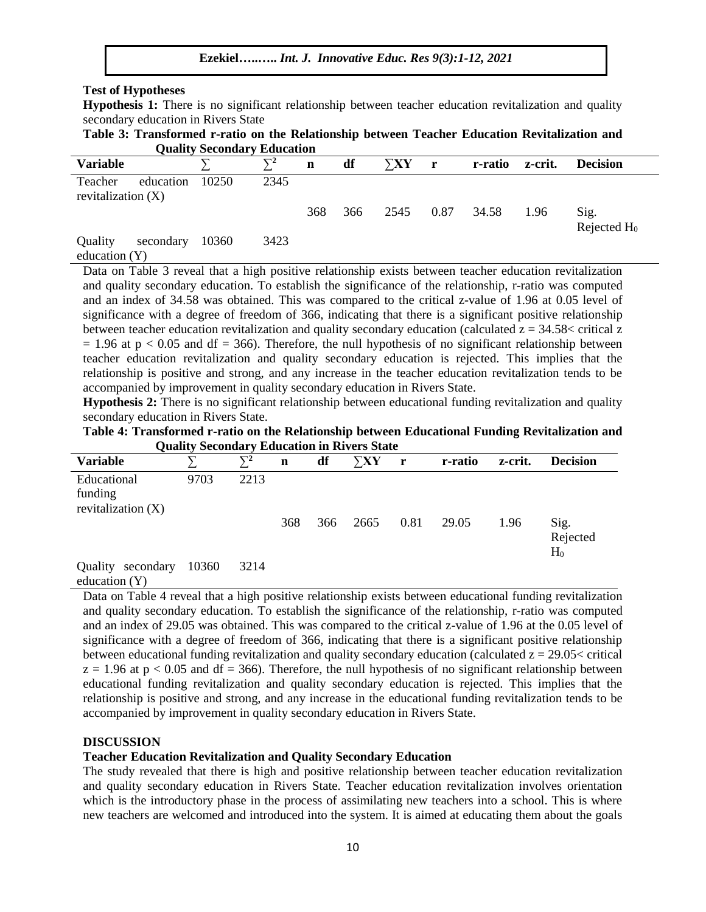### Test of Hypotheses

**Hypothesis 1:** There is no significant relationship between teacher education revitalization and quality secondary education in Rivers State

**Table 3: Transformed r-ratio on the Relationship between Teacher Education Revitalization and Quality Secondary Education**

| Variable | ∑ | $\sum^2$ | n | df | ∑XY | r | r-ratio | z-crit. | Decision |
|---|---|---|---|---|---|---|---|---|---|
| Teacher education revitalization (X) | 10250 | 2345 | | | | | | | |
| | | | 368 | 366 | 2545 | 0.87 | 34.58 | 1.96 | Sig. Rejected $H_0$ |
| Quality secondary education (Y) | 10360 | 3423 | | | | | | | |

Data on Table 3 reveal that a high positive relationship exists between teacher education revitalization and quality secondary education. To establish the significance of the relationship, r-ratio was computed and an index of 34.58 was obtained. This was compared to the critical z-value of 1.96 at 0.05 level of significance with a degree of freedom of 366, indicating that there is a significant positive relationship between teacher education revitalization and quality secondary education (calculated $z = 34.58 <$ critical $z = 1.96$ at $p < 0.05$ and df = 366). Therefore, the null hypothesis of no significant relationship between teacher education revitalization and quality secondary education is rejected. This implies that the relationship is positive and strong, and any increase in the teacher education revitalization tends to be accompanied by improvement in quality secondary education in Rivers State.

**Hypothesis 2:** There is no significant relationship between educational funding revitalization and quality secondary education in Rivers State.

**Table 4: Transformed r-ratio on the Relationship between Educational Funding Revitalization and Quality Secondary Education in Rivers State**

| Variable | ∑ | $\sum^2$ | n | df | ∑XY | r | r-ratio | z-crit. | Decision |
|---|---|---|---|---|---|---|---|---|---|
| Educational funding revitalization (X) | 9703 | 2213 | | | | | | | |
| | | | 368 | 366 | 2665 | 0.81 | 29.05 | 1.96 | Sig. Rejected $H_0$ |
| Quality secondary education (Y) | 10360 | 3214 | | | | | | | |

Data on Table 4 reveal that a high positive relationship exists between educational funding revitalization and quality secondary education. To establish the significance of the relationship, r-ratio was computed and an index of 29.05 was obtained. This was compared to the critical z-value of 1.96 at the 0.05 level of significance with a degree of freedom of 366, indicating that there is a significant positive relationship between educational funding revitalization and quality secondary education (calculated $z = 29.05 <$ critical $z = 1.96$ at $p < 0.05$ and df = 366). Therefore, the null hypothesis of no significant relationship between educational funding revitalization and quality secondary education is rejected. This implies that the relationship is positive and strong, and any increase in the educational funding revitalization tends to be accompanied by improvement in quality secondary education in Rivers State.

## DISCUSSION

### Teacher Education Revitalization and Quality Secondary Education

The study revealed that there is high and positive relationship between teacher education revitalization and quality secondary education in Rivers State. Teacher education revitalization involves orientation which is the introductory phase in the process of assimilating new teachers into a school. This is where new teachers are welcomed and introduced into the system. It is aimed at educating them about the goals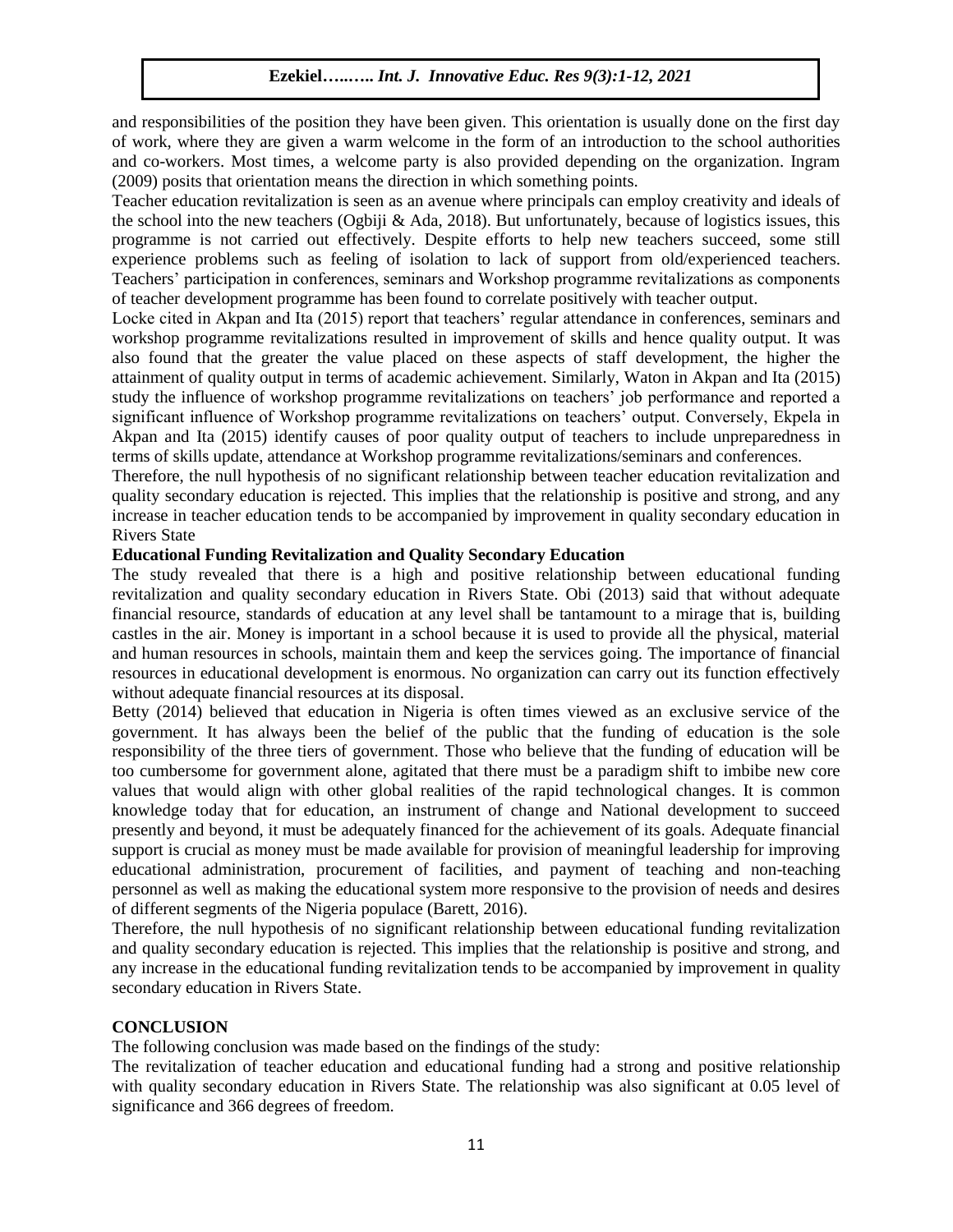and responsibilities of the position they have been given. This orientation is usually done on the first day of work, where they are given a warm welcome in the form of an introduction to the school authorities and co-workers. Most times, a welcome party is also provided depending on the organization. Ingram (2009) posits that orientation means the direction in which something points.

Teacher education revitalization is seen as an avenue where principals can employ creativity and ideals of the school into the new teachers (Ogbiji & Ada, 2018). But unfortunately, because of logistics issues, this programme is not carried out effectively. Despite efforts to help new teachers succeed, some still experience problems such as feeling of isolation to lack of support from old/experienced teachers. Teachers' participation in conferences, seminars and Workshop programme revitalizations as components of teacher development programme has been found to correlate positively with teacher output.

Locke cited in Akpan and Ita (2015) report that teachers' regular attendance in conferences, seminars and workshop programme revitalizations resulted in improvement of skills and hence quality output. It was also found that the greater the value placed on these aspects of staff development, the higher the attainment of quality output in terms of academic achievement. Similarly, Waton in Akpan and Ita (2015) study the influence of workshop programme revitalizations on teachers' job performance and reported a significant influence of Workshop programme revitalizations on teachers' output. Conversely, Ekpela in Akpan and Ita (2015) identify causes of poor quality output of teachers to include unpreparedness in terms of skills update, attendance at Workshop programme revitalizations/seminars and conferences.

Therefore, the null hypothesis of no significant relationship between teacher education revitalization and quality secondary education is rejected. This implies that the relationship is positive and strong, and any increase in teacher education tends to be accompanied by improvement in quality secondary education in Rivers State

### Educational Funding Revitalization and Quality Secondary Education

The study revealed that there is a high and positive relationship between educational funding revitalization and quality secondary education in Rivers State. Obi (2013) said that without adequate financial resource, standards of education at any level shall be tantamount to a mirage that is, building castles in the air. Money is important in a school because it is used to provide all the physical, material and human resources in schools, maintain them and keep the services going. The importance of financial resources in educational development is enormous. No organization can carry out its function effectively without adequate financial resources at its disposal.

Betty (2014) believed that education in Nigeria is often times viewed as an exclusive service of the government. It has always been the belief of the public that the funding of education is the sole responsibility of the three tiers of government. Those who believe that the funding of education will be too cumbersome for government alone, agitated that there must be a paradigm shift to imbibe new core values that would align with other global realities of the rapid technological changes. It is common knowledge today that for education, an instrument of change and National development to succeed presently and beyond, it must be adequately financed for the achievement of its goals. Adequate financial support is crucial as money must be made available for provision of meaningful leadership for improving educational administration, procurement of facilities, and payment of teaching and non-teaching personnel as well as making the educational system more responsive to the provision of needs and desires of different segments of the Nigeria populace (Barett, 2016).

Therefore, the null hypothesis of no significant relationship between educational funding revitalization and quality secondary education is rejected. This implies that the relationship is positive and strong, and any increase in the educational funding revitalization tends to be accompanied by improvement in quality secondary education in Rivers State.

## CONCLUSION

The following conclusion was made based on the findings of the study:

The revitalization of teacher education and educational funding had a strong and positive relationship with quality secondary education in Rivers State. The relationship was also significant at 0.05 level of significance and 366 degrees of freedom.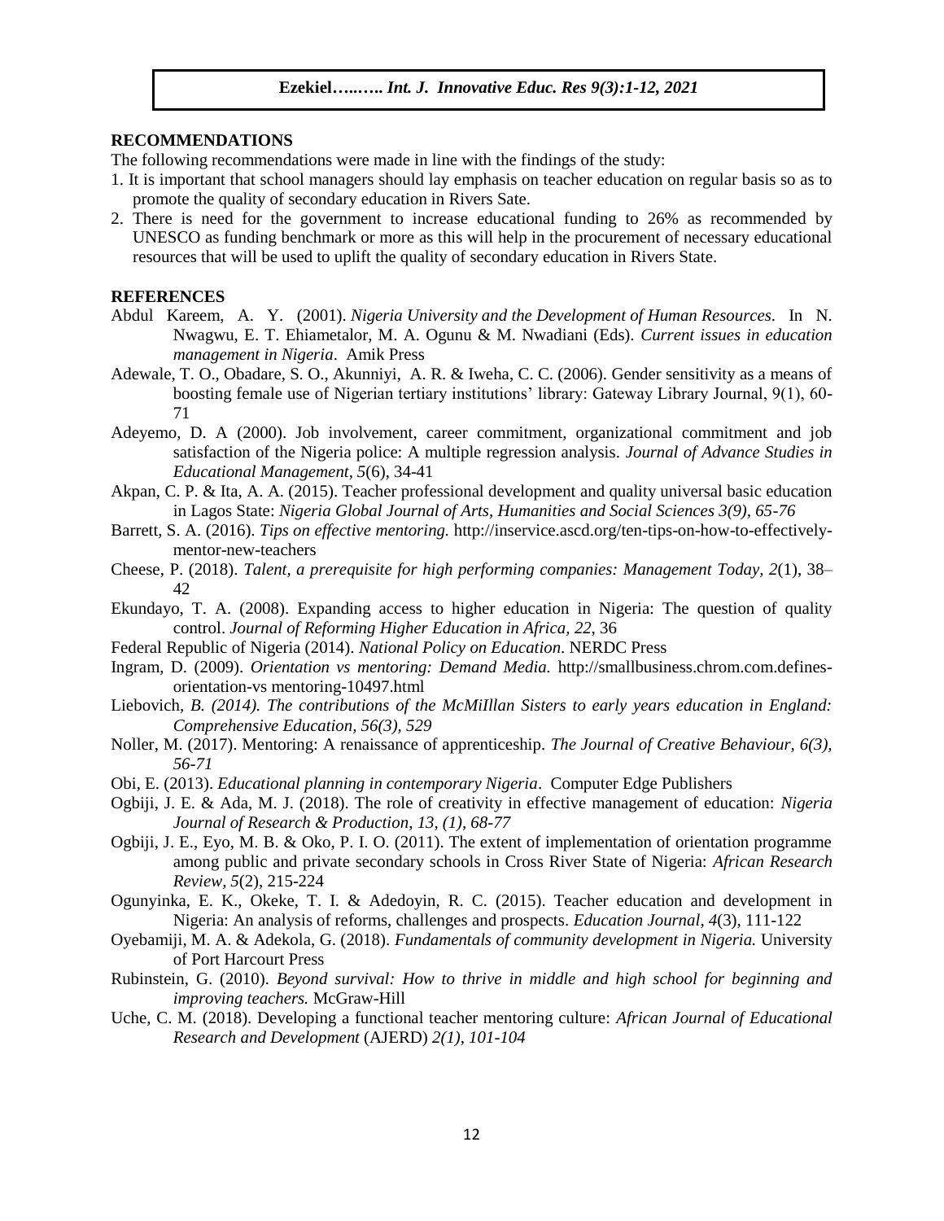## RECOMMENDATIONS

The following recommendations were made in line with the findings of the study:

1. It is important that school managers should lay emphasis on teacher education on regular basis so as to promote the quality of secondary education in Rivers Sate.
2. There is need for the government to increase educational funding to 26% as recommended by UNESCO as funding benchmark or more as this will help in the procurement of necessary educational resources that will be used to uplift the quality of secondary education in Rivers State.

## REFERENCES

Abdul Kareem, A. Y. (2001). *Nigeria University and the Development of Human Resources*. In N. Nwagwu, E. T. Ehiametalor, M. A. Ogunu & M. Nwadiani (Eds). *Current issues in education management in Nigeria*. Amik Press

Adewale, T. O., Obadare, S. O., Akunniyi, A. R. & Iweha, C. C. (2006). Gender sensitivity as a means of boosting female use of Nigerian tertiary institutions' library: Gateway Library Journal, 9(1), 60-71

Adeyemo, D. A (2000). Job involvement, career commitment, organizational commitment and job satisfaction of the Nigeria police: A multiple regression analysis. *Journal of Advance Studies in Educational Management, 5*(6), 34-41

Akpan, C. P. & Ita, A. A. (2015). Teacher professional development and quality universal basic education in Lagos State: *Nigeria Global Journal of Arts, Humanities and Social Sciences 3(9), 65-76*

Barrett, S. A. (2016). *Tips on effective mentoring.* http://inservice.ascd.org/ten-tips-on-how-to-effectively-mentor-new-teachers

Cheese, P. (2018). *Talent, a prerequisite for high performing companies: Management Today, 2*(1), 38–42

Ekundayo, T. A. (2008). Expanding access to higher education in Nigeria: The question of quality control. *Journal of Reforming Higher Education in Africa, 22*, 36

Federal Republic of Nigeria (2014). *National Policy on Education*. NERDC Press

Ingram, D. (2009). *Orientation vs mentoring: Demand Media.* http://smallbusiness.chrom.com.defines-orientation-vs mentoring-10497.html

Liebovich, *B. (2014). The contributions of the McMiIllan Sisters to early years education in England: Comprehensive Education, 56(3), 529*

Noller, M. (2017). Mentoring: A renaissance of apprenticeship. *The Journal of Creative Behaviour, 6(3), 56-71*

Obi, E. (2013). *Educational planning in contemporary Nigeria*. Computer Edge Publishers

Ogbiji, J. E. & Ada, M. J. (2018). The role of creativity in effective management of education: *Nigeria Journal of Research & Production, 13, (1), 68-77*

Ogbiji, J. E., Eyo, M. B. & Oko, P. I. O. (2011). The extent of implementation of orientation programme among public and private secondary schools in Cross River State of Nigeria: *African Research Review, 5*(2), 215-224

Ogunyinka, E. K., Okeke, T. I. & Adedoyin, R. C. (2015). Teacher education and development in Nigeria: An analysis of reforms, challenges and prospects. *Education Journal, 4*(3), 111-122

Oyebamiji, M. A. & Adekola, G. (2018). *Fundamentals of community development in Nigeria.* University of Port Harcourt Press

Rubinstein, G. (2010). *Beyond survival: How to thrive in middle and high school for beginning and improving teachers.* McGraw-Hill

Uche, C. M. (2018). Developing a functional teacher mentoring culture: *African Journal of Educational Research and Development* (AJERD) *2(1), 101-104*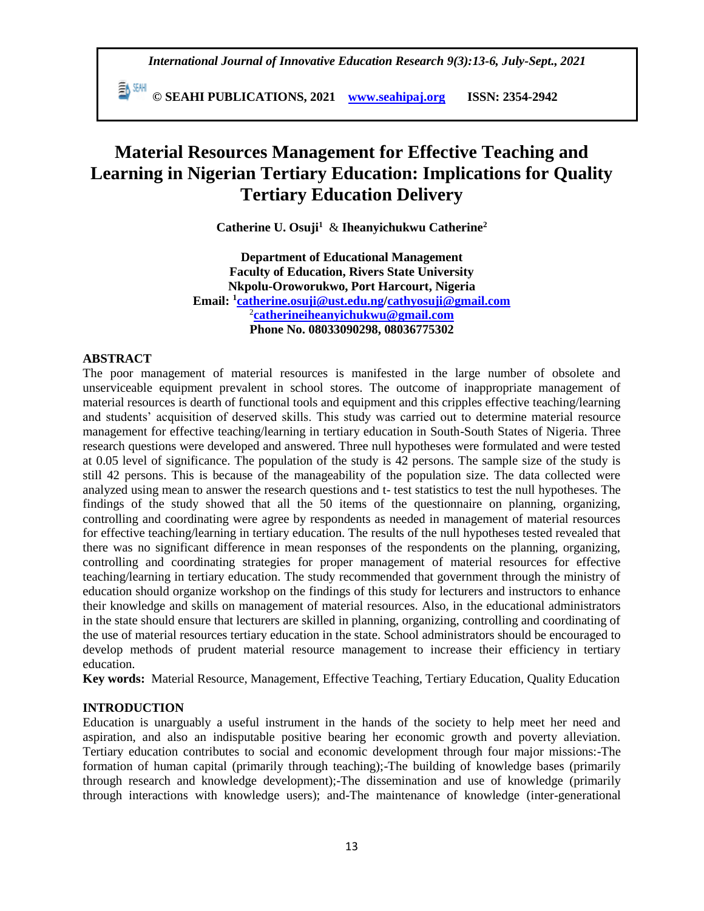# Material Resources Management for Effective Teaching and Learning in Nigerian Tertiary Education: Implications for Quality Tertiary Education Delivery

**Catherine U. Osuji[1] & Iheanyichukwu Catherine[2]**

**Department of Educational Management**
**Faculty of Education, Rivers State University**
**Nkpolu-Oroworukwo, Port Harcourt, Nigeria**
**Email: [1]catherine.osuji@ust.edu.ng/cathyosuji@gmail.com**
**[2]catherineiheanyichukwu@gmail.com**
**Phone No. 08033090298, 08036775302**

## ABSTRACT

The poor management of material resources is manifested in the large number of obsolete and unserviceable equipment prevalent in school stores. The outcome of inappropriate management of material resources is dearth of functional tools and equipment and this cripples effective teaching/learning and students' acquisition of deserved skills. This study was carried out to determine material resource management for effective teaching/learning in tertiary education in South-South States of Nigeria. Three research questions were developed and answered. Three null hypotheses were formulated and were tested at 0.05 level of significance. The population of the study is 42 persons. The sample size of the study is still 42 persons. This is because of the manageability of the population size. The data collected were analyzed using mean to answer the research questions and t- test statistics to test the null hypotheses. The findings of the study showed that all the 50 items of the questionnaire on planning, organizing, controlling and coordinating were agree by respondents as needed in management of material resources for effective teaching/learning in tertiary education. The results of the null hypotheses tested revealed that there was no significant difference in mean responses of the respondents on the planning, organizing, controlling and coordinating strategies for proper management of material resources for effective teaching/learning in tertiary education. The study recommended that government through the ministry of education should organize workshop on the findings of this study for lecturers and instructors to enhance their knowledge and skills on management of material resources. Also, in the educational administrators in the state should ensure that lecturers are skilled in planning, organizing, controlling and coordinating of the use of material resources tertiary education in the state. School administrators should be encouraged to develop methods of prudent material resource management to increase their efficiency in tertiary education.

**Key words:** Material Resource, Management, Effective Teaching, Tertiary Education, Quality Education

## INTRODUCTION

Education is unarguably a useful instrument in the hands of the society to help meet her need and aspiration, and also an indisputable positive bearing her economic growth and poverty alleviation. Tertiary education contributes to social and economic development through four major missions:-The formation of human capital (primarily through teaching);-The building of knowledge bases (primarily through research and knowledge development);-The dissemination and use of knowledge (primarily through interactions with knowledge users); and-The maintenance of knowledge (inter-generational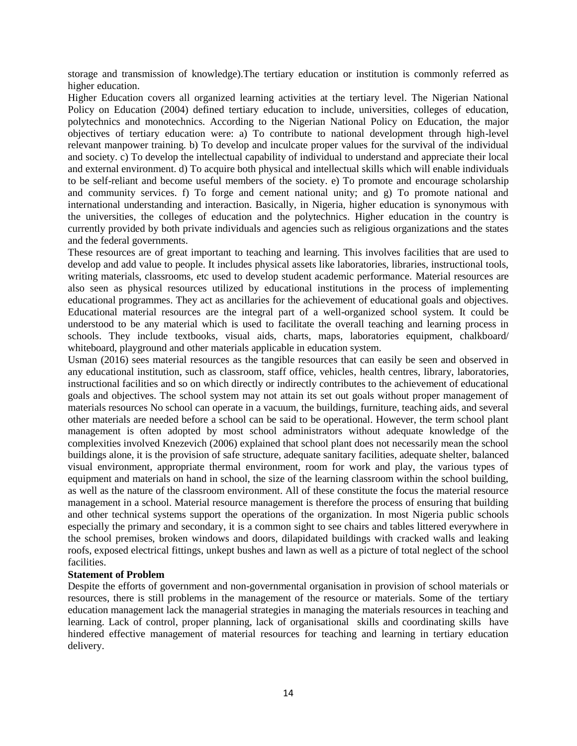storage and transmission of knowledge).The tertiary education or institution is commonly referred as higher education.

Higher Education covers all organized learning activities at the tertiary level. The Nigerian National Policy on Education (2004) defined tertiary education to include, universities, colleges of education, polytechnics and monotechnics. According to the Nigerian National Policy on Education, the major objectives of tertiary education were: a) To contribute to national development through high-level relevant manpower training. b) To develop and inculcate proper values for the survival of the individual and society. c) To develop the intellectual capability of individual to understand and appreciate their local and external environment. d) To acquire both physical and intellectual skills which will enable individuals to be self-reliant and become useful members of the society. e) To promote and encourage scholarship and community services. f) To forge and cement national unity; and g) To promote national and international understanding and interaction. Basically, in Nigeria, higher education is synonymous with the universities, the colleges of education and the polytechnics. Higher education in the country is currently provided by both private individuals and agencies such as religious organizations and the states and the federal governments.

These resources are of great important to teaching and learning. This involves facilities that are used to develop and add value to people. It includes physical assets like laboratories, libraries, instructional tools, writing materials, classrooms, etc used to develop student academic performance. Material resources are also seen as physical resources utilized by educational institutions in the process of implementing educational programmes. They act as ancillaries for the achievement of educational goals and objectives. Educational material resources are the integral part of a well-organized school system. It could be understood to be any material which is used to facilitate the overall teaching and learning process in schools. They include textbooks, visual aids, charts, maps, laboratories equipment, chalkboard/ whiteboard, playground and other materials applicable in education system.

Usman (2016) sees material resources as the tangible resources that can easily be seen and observed in any educational institution, such as classroom, staff office, vehicles, health centres, library, laboratories, instructional facilities and so on which directly or indirectly contributes to the achievement of educational goals and objectives. The school system may not attain its set out goals without proper management of materials resources No school can operate in a vacuum, the buildings, furniture, teaching aids, and several other materials are needed before a school can be said to be operational. However, the term school plant management is often adopted by most school administrators without adequate knowledge of the complexities involved Knezevich (2006) explained that school plant does not necessarily mean the school buildings alone, it is the provision of safe structure, adequate sanitary facilities, adequate shelter, balanced visual environment, appropriate thermal environment, room for work and play, the various types of equipment and materials on hand in school, the size of the learning classroom within the school building, as well as the nature of the classroom environment. All of these constitute the focus the material resource management in a school. Material resource management is therefore the process of ensuring that building and other technical systems support the operations of the organization. In most Nigeria public schools especially the primary and secondary, it is a common sight to see chairs and tables littered everywhere in the school premises, broken windows and doors, dilapidated buildings with cracked walls and leaking roofs, exposed electrical fittings, unkept bushes and lawn as well as a picture of total neglect of the school facilities.

**Statement of Problem**

Despite the efforts of government and non-governmental organisation in provision of school materials or resources, there is still problems in the management of the resource or materials. Some of the tertiary education management lack the managerial strategies in managing the materials resources in teaching and learning. Lack of control, proper planning, lack of organisational skills and coordinating skills have hindered effective management of material resources for teaching and learning in tertiary education delivery.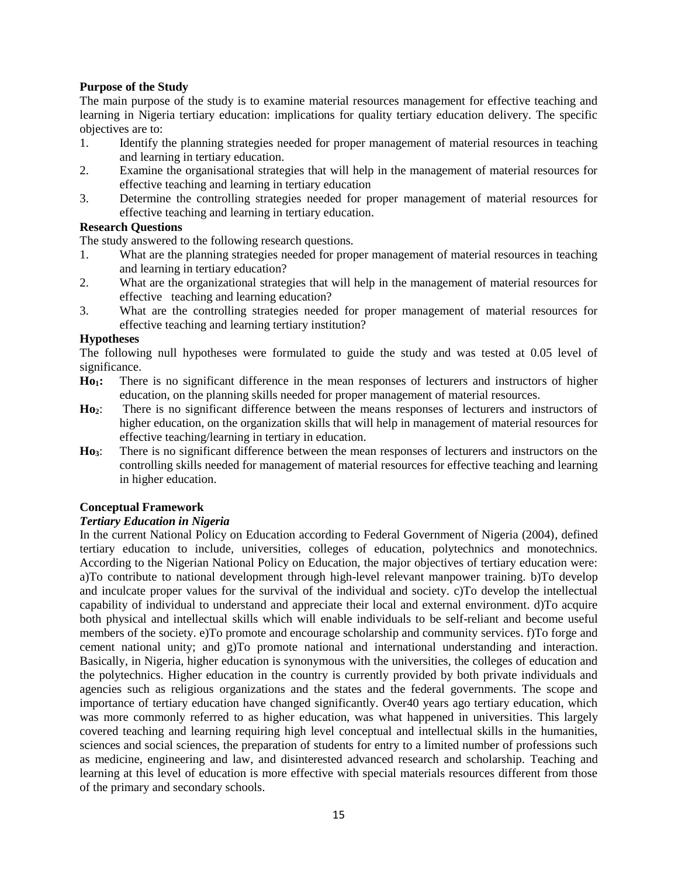**Purpose of the Study**

The main purpose of the study is to examine material resources management for effective teaching and learning in Nigeria tertiary education: implications for quality tertiary education delivery. The specific objectives are to:

1. Identify the planning strategies needed for proper management of material resources in teaching and learning in tertiary education.
2. Examine the organisational strategies that will help in the management of material resources for effective teaching and learning in tertiary education
3. Determine the controlling strategies needed for proper management of material resources for effective teaching and learning in tertiary education.

**Research Questions**

The study answered to the following research questions.

1. What are the planning strategies needed for proper management of material resources in teaching and learning in tertiary education?
2. What are the organizational strategies that will help in the management of material resources for effective teaching and learning education?
3. What are the controlling strategies needed for proper management of material resources for effective teaching and learning tertiary institution?

**Hypotheses**

The following null hypotheses were formulated to guide the study and was tested at 0.05 level of significance.

**$Ho_1$:** There is no significant difference in the mean responses of lecturers and instructors of higher education, on the planning skills needed for proper management of material resources.

**$Ho_2$**: There is no significant difference between the means responses of lecturers and instructors of higher education, on the organization skills that will help in management of material resources for effective teaching/learning in tertiary in education.

**$Ho_3$**: There is no significant difference between the mean responses of lecturers and instructors on the controlling skills needed for management of material resources for effective teaching and learning in higher education.

**Conceptual Framework**

***Tertiary Education in Nigeria***

In the current National Policy on Education according to Federal Government of Nigeria (2004), defined tertiary education to include, universities, colleges of education, polytechnics and monotechnics. According to the Nigerian National Policy on Education, the major objectives of tertiary education were: a)To contribute to national development through high-level relevant manpower training. b)To develop and inculcate proper values for the survival of the individual and society. c)To develop the intellectual capability of individual to understand and appreciate their local and external environment. d)To acquire both physical and intellectual skills which will enable individuals to be self-reliant and become useful members of the society. e)To promote and encourage scholarship and community services. f)To forge and cement national unity; and g)To promote national and international understanding and interaction. Basically, in Nigeria, higher education is synonymous with the universities, the colleges of education and the polytechnics. Higher education in the country is currently provided by both private individuals and agencies such as religious organizations and the states and the federal governments. The scope and importance of tertiary education have changed significantly. Over40 years ago tertiary education, which was more commonly referred to as higher education, was what happened in universities. This largely covered teaching and learning requiring high level conceptual and intellectual skills in the humanities, sciences and social sciences, the preparation of students for entry to a limited number of professions such as medicine, engineering and law, and disinterested advanced research and scholarship. Teaching and learning at this level of education is more effective with special materials resources different from those of the primary and secondary schools.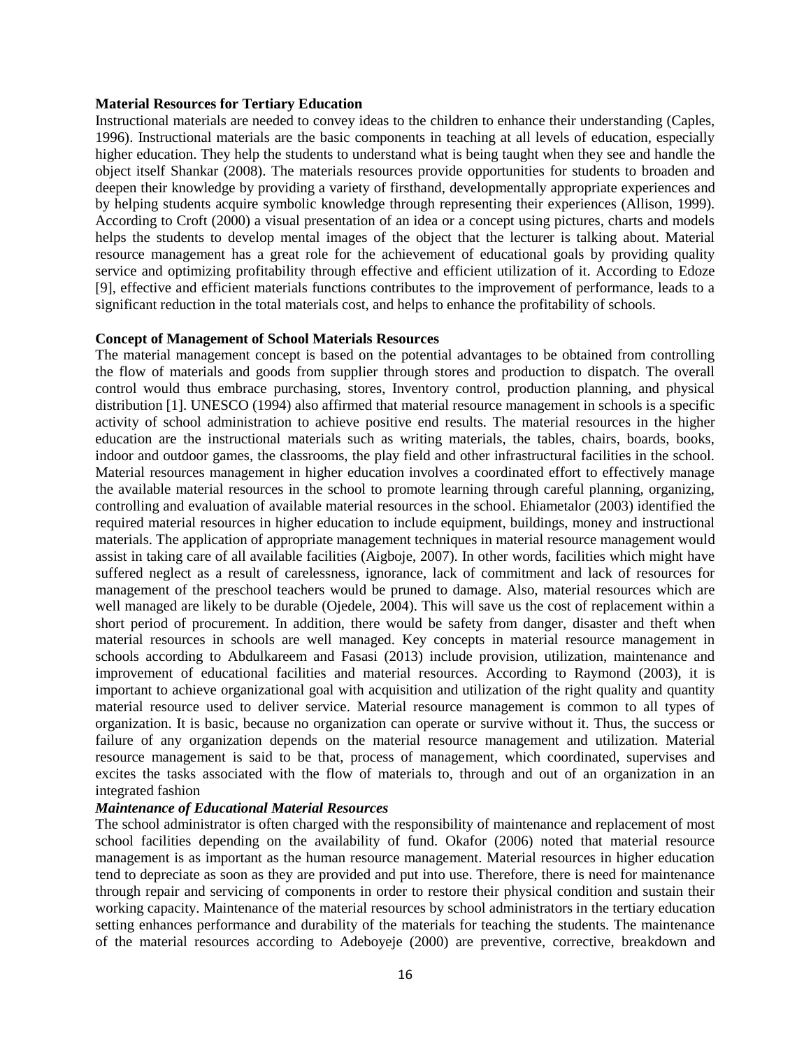**Material Resources for Tertiary Education**

Instructional materials are needed to convey ideas to the children to enhance their understanding (Caples, 1996). Instructional materials are the basic components in teaching at all levels of education, especially higher education. They help the students to understand what is being taught when they see and handle the object itself Shankar (2008). The materials resources provide opportunities for students to broaden and deepen their knowledge by providing a variety of firsthand, developmentally appropriate experiences and by helping students acquire symbolic knowledge through representing their experiences (Allison, 1999). According to Croft (2000) a visual presentation of an idea or a concept using pictures, charts and models helps the students to develop mental images of the object that the lecturer is talking about. Material resource management has a great role for the achievement of educational goals by providing quality service and optimizing profitability through effective and efficient utilization of it. According to Edoze [9], effective and efficient materials functions contributes to the improvement of performance, leads to a significant reduction in the total materials cost, and helps to enhance the profitability of schools.

**Concept of Management of School Materials Resources**

The material management concept is based on the potential advantages to be obtained from controlling the flow of materials and goods from supplier through stores and production to dispatch. The overall control would thus embrace purchasing, stores, Inventory control, production planning, and physical distribution [1]. UNESCO (1994) also affirmed that material resource management in schools is a specific activity of school administration to achieve positive end results. The material resources in the higher education are the instructional materials such as writing materials, the tables, chairs, boards, books, indoor and outdoor games, the classrooms, the play field and other infrastructural facilities in the school. Material resources management in higher education involves a coordinated effort to effectively manage the available material resources in the school to promote learning through careful planning, organizing, controlling and evaluation of available material resources in the school. Ehiametalor (2003) identified the required material resources in higher education to include equipment, buildings, money and instructional materials. The application of appropriate management techniques in material resource management would assist in taking care of all available facilities (Aigboje, 2007). In other words, facilities which might have suffered neglect as a result of carelessness, ignorance, lack of commitment and lack of resources for management of the preschool teachers would be pruned to damage. Also, material resources which are well managed are likely to be durable (Ojedele, 2004). This will save us the cost of replacement within a short period of procurement. In addition, there would be safety from danger, disaster and theft when material resources in schools are well managed. Key concepts in material resource management in schools according to Abdulkareem and Fasasi (2013) include provision, utilization, maintenance and improvement of educational facilities and material resources. According to Raymond (2003), it is important to achieve organizational goal with acquisition and utilization of the right quality and quantity material resource used to deliver service. Material resource management is common to all types of organization. It is basic, because no organization can operate or survive without it. Thus, the success or failure of any organization depends on the material resource management and utilization. Material resource management is said to be that, process of management, which coordinated, supervises and excites the tasks associated with the flow of materials to, through and out of an organization in an integrated fashion

***Maintenance of Educational Material Resources***

The school administrator is often charged with the responsibility of maintenance and replacement of most school facilities depending on the availability of fund. Okafor (2006) noted that material resource management is as important as the human resource management. Material resources in higher education tend to depreciate as soon as they are provided and put into use. Therefore, there is need for maintenance through repair and servicing of components in order to restore their physical condition and sustain their working capacity. Maintenance of the material resources by school administrators in the tertiary education setting enhances performance and durability of the materials for teaching the students. The maintenance of the material resources according to Adeboyeje (2000) are preventive, corrective, breakdown and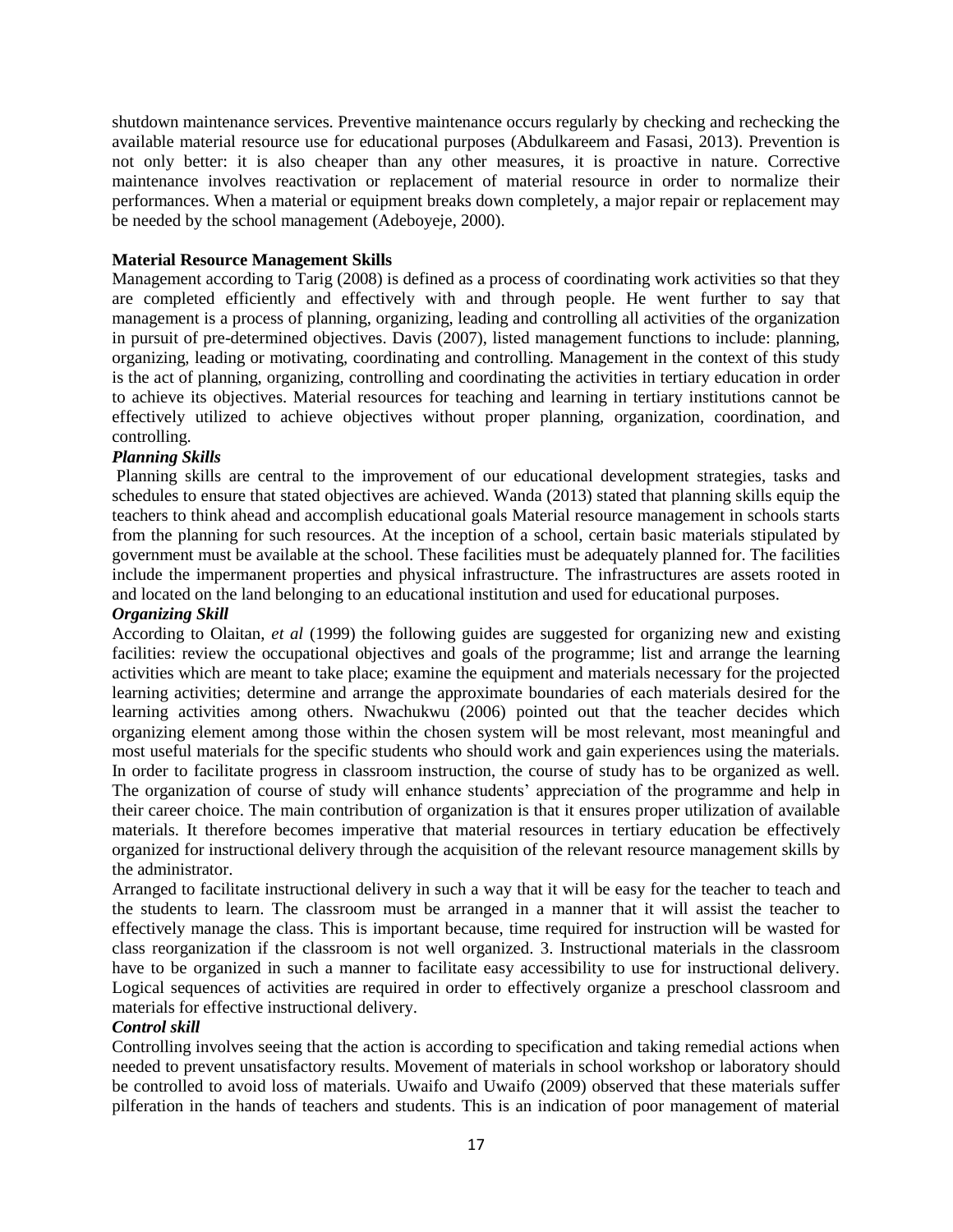shutdown maintenance services. Preventive maintenance occurs regularly by checking and rechecking the available material resource use for educational purposes (Abdulkareem and Fasasi, 2013). Prevention is not only better: it is also cheaper than any other measures, it is proactive in nature. Corrective maintenance involves reactivation or replacement of material resource in order to normalize their performances. When a material or equipment breaks down completely, a major repair or replacement may be needed by the school management (Adeboyeje, 2000).

**Material Resource Management Skills**

Management according to Tarig (2008) is defined as a process of coordinating work activities so that they are completed efficiently and effectively with and through people. He went further to say that management is a process of planning, organizing, leading and controlling all activities of the organization in pursuit of pre-determined objectives. Davis (2007), listed management functions to include: planning, organizing, leading or motivating, coordinating and controlling. Management in the context of this study is the act of planning, organizing, controlling and coordinating the activities in tertiary education in order to achieve its objectives. Material resources for teaching and learning in tertiary institutions cannot be effectively utilized to achieve objectives without proper planning, organization, coordination, and controlling.

***Planning Skills***

Planning skills are central to the improvement of our educational development strategies, tasks and schedules to ensure that stated objectives are achieved. Wanda (2013) stated that planning skills equip the teachers to think ahead and accomplish educational goals Material resource management in schools starts from the planning for such resources. At the inception of a school, certain basic materials stipulated by government must be available at the school. These facilities must be adequately planned for. The facilities include the impermanent properties and physical infrastructure. The infrastructures are assets rooted in and located on the land belonging to an educational institution and used for educational purposes.

***Organizing Skill***

According to Olaitan, *et al* (1999) the following guides are suggested for organizing new and existing facilities: review the occupational objectives and goals of the programme; list and arrange the learning activities which are meant to take place; examine the equipment and materials necessary for the projected learning activities; determine and arrange the approximate boundaries of each materials desired for the learning activities among others. Nwachukwu (2006) pointed out that the teacher decides which organizing element among those within the chosen system will be most relevant, most meaningful and most useful materials for the specific students who should work and gain experiences using the materials. In order to facilitate progress in classroom instruction, the course of study has to be organized as well. The organization of course of study will enhance students' appreciation of the programme and help in their career choice. The main contribution of organization is that it ensures proper utilization of available materials. It therefore becomes imperative that material resources in tertiary education be effectively organized for instructional delivery through the acquisition of the relevant resource management skills by the administrator.

Arranged to facilitate instructional delivery in such a way that it will be easy for the teacher to teach and the students to learn. The classroom must be arranged in a manner that it will assist the teacher to effectively manage the class. This is important because, time required for instruction will be wasted for class reorganization if the classroom is not well organized. 3. Instructional materials in the classroom have to be organized in such a manner to facilitate easy accessibility to use for instructional delivery. Logical sequences of activities are required in order to effectively organize a preschool classroom and materials for effective instructional delivery.

***Control skill***

Controlling involves seeing that the action is according to specification and taking remedial actions when needed to prevent unsatisfactory results. Movement of materials in school workshop or laboratory should be controlled to avoid loss of materials. Uwaifo and Uwaifo (2009) observed that these materials suffer pilferation in the hands of teachers and students. This is an indication of poor management of material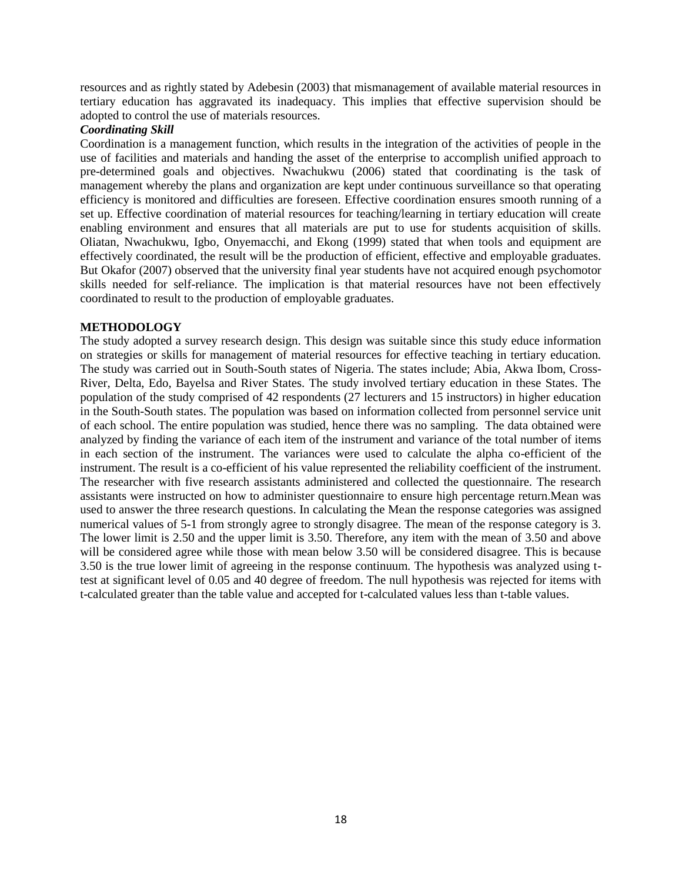resources and as rightly stated by Adebesin (2003) that mismanagement of available material resources in tertiary education has aggravated its inadequacy. This implies that effective supervision should be adopted to control the use of materials resources.

***Coordinating Skill***

Coordination is a management function, which results in the integration of the activities of people in the use of facilities and materials and handing the asset of the enterprise to accomplish unified approach to pre-determined goals and objectives. Nwachukwu (2006) stated that coordinating is the task of management whereby the plans and organization are kept under continuous surveillance so that operating efficiency is monitored and difficulties are foreseen. Effective coordination ensures smooth running of a set up. Effective coordination of material resources for teaching/learning in tertiary education will create enabling environment and ensures that all materials are put to use for students acquisition of skills. Oliatan, Nwachukwu, Igbo, Onyemacchi, and Ekong (1999) stated that when tools and equipment are effectively coordinated, the result will be the production of efficient, effective and employable graduates. But Okafor (2007) observed that the university final year students have not acquired enough psychomotor skills needed for self-reliance. The implication is that material resources have not been effectively coordinated to result to the production of employable graduates.

**METHODOLOGY**

The study adopted a survey research design. This design was suitable since this study educe information on strategies or skills for management of material resources for effective teaching in tertiary education. The study was carried out in South-South states of Nigeria. The states include; Abia, Akwa Ibom, Cross-River, Delta, Edo, Bayelsa and River States. The study involved tertiary education in these States. The population of the study comprised of 42 respondents (27 lecturers and 15 instructors) in higher education in the South-South states. The population was based on information collected from personnel service unit of each school. The entire population was studied, hence there was no sampling. The data obtained were analyzed by finding the variance of each item of the instrument and variance of the total number of items in each section of the instrument. The variances were used to calculate the alpha co-efficient of the instrument. The result is a co-efficient of his value represented the reliability coefficient of the instrument. The researcher with five research assistants administered and collected the questionnaire. The research assistants were instructed on how to administer questionnaire to ensure high percentage return.Mean was used to answer the three research questions. In calculating the Mean the response categories was assigned numerical values of 5-1 from strongly agree to strongly disagree. The mean of the response category is 3. The lower limit is 2.50 and the upper limit is 3.50. Therefore, any item with the mean of 3.50 and above will be considered agree while those with mean below 3.50 will be considered disagree. This is because 3.50 is the true lower limit of agreeing in the response continuum. The hypothesis was analyzed using t-test at significant level of 0.05 and 40 degree of freedom. The null hypothesis was rejected for items with t-calculated greater than the table value and accepted for t-calculated values less than t-table values.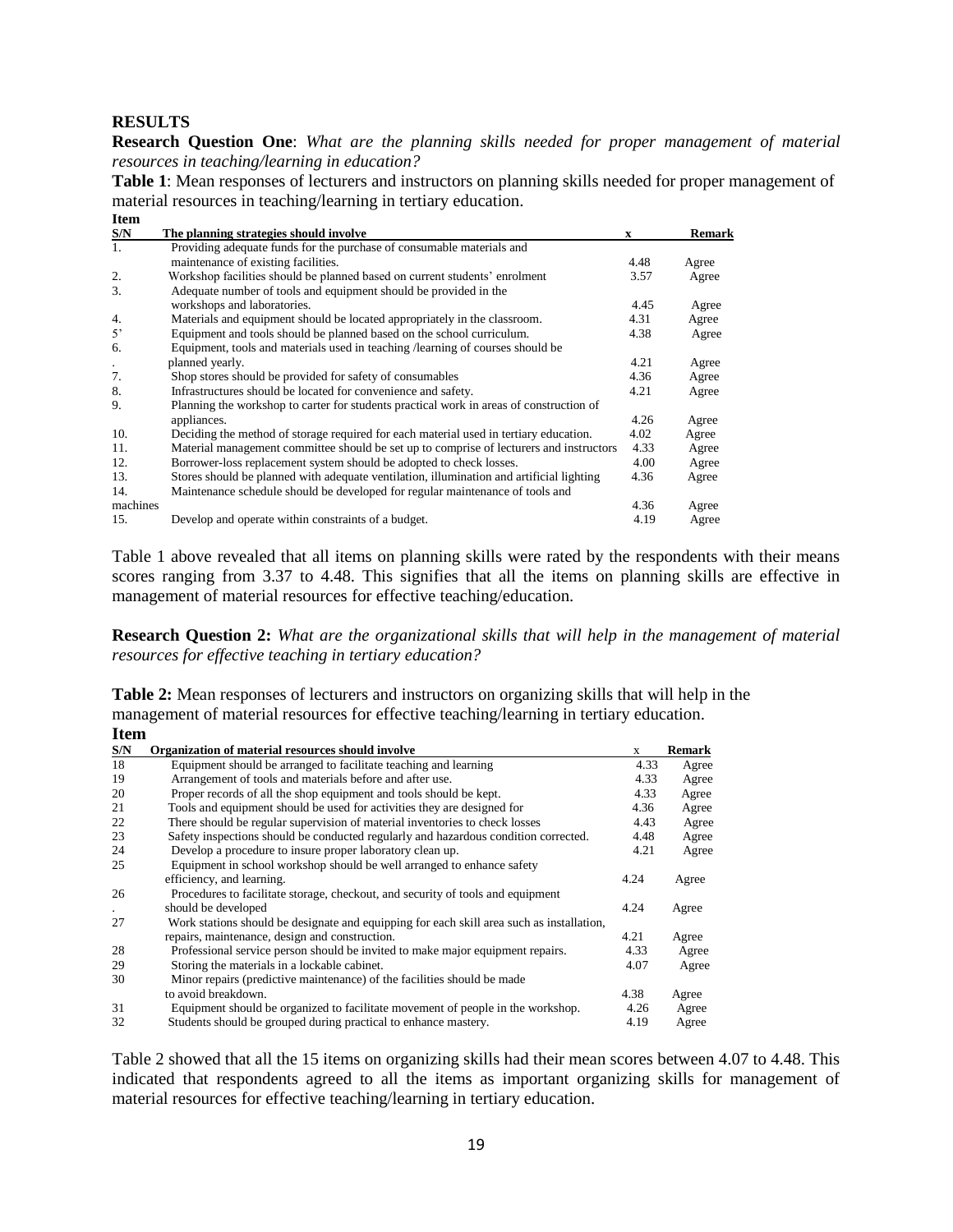## RESULTS

**Research Question One**: *What are the planning skills needed for proper management of material resources in teaching/learning in education?*

**Table 1**: Mean responses of lecturers and instructors on planning skills needed for proper management of material resources in teaching/learning in tertiary education.

| Item S/N | The planning strategies should involve | x | Remark |
|---|---|---|---|
| 1. | Providing adequate funds for the purchase of consumable materials and maintenance of existing facilities. | 4.48 | Agree |
| 2. | Workshop facilities should be planned based on current students' enrolment | 3.57 | Agree |
| 3. | Adequate number of tools and equipment should be provided in the workshops and laboratories. | 4.45 | Agree |
| 4. | Materials and equipment should be located appropriately in the classroom. | 4.31 | Agree |
| 5' | Equipment and tools should be planned based on the school curriculum. | 4.38 | Agree |
| 6. | Equipment, tools and materials used in teaching /learning of courses should be planned yearly. | 4.21 | Agree |
| 7. | Shop stores should be provided for safety of consumables | 4.36 | Agree |
| 8. | Infrastructures should be located for convenience and safety. | 4.21 | Agree |
| 9. | Planning the workshop to carter for students practical work in areas of construction of appliances. | 4.26 | Agree |
| 10. | Deciding the method of storage required for each material used in tertiary education. | 4.02 | Agree |
| 11. | Material management committee should be set up to comprise of lecturers and instructors | 4.33 | Agree |
| 12. | Borrower-loss replacement system should be adopted to check losses. | 4.00 | Agree |
| 13. | Stores should be planned with adequate ventilation, illumination and artificial lighting | 4.36 | Agree |
| 14. | Maintenance schedule should be developed for regular maintenance of tools and machines | 4.36 | Agree |
| 15. | Develop and operate within constraints of a budget. | 4.19 | Agree |

Table 1 above revealed that all items on planning skills were rated by the respondents with their means scores ranging from 3.37 to 4.48. This signifies that all the items on planning skills are effective in management of material resources for effective teaching/education.

**Research Question 2:** *What are the organizational skills that will help in the management of material resources for effective teaching in tertiary education?*

**Table 2:** Mean responses of lecturers and instructors on organizing skills that will help in the management of material resources for effective teaching/learning in tertiary education.

| Item S/N | Organization of material resources should involve | x | Remark |
|---|---|---|---|
| 18 | Equipment should be arranged to facilitate teaching and learning | 4.33 | Agree |
| 19 | Arrangement of tools and materials before and after use. | 4.33 | Agree |
| 20 | Proper records of all the shop equipment and tools should be kept. | 4.33 | Agree |
| 21 | Tools and equipment should be used for activities they are designed for | 4.36 | Agree |
| 22 | There should be regular supervision of material inventories to check losses | 4.43 | Agree |
| 23 | Safety inspections should be conducted regularly and hazardous condition corrected. | 4.48 | Agree |
| 24 | Develop a procedure to insure proper laboratory clean up. | 4.21 | Agree |
| 25 | Equipment in school workshop should be well arranged to enhance safety efficiency, and learning. | 4.24 | Agree |
| 26 | Procedures to facilitate storage, checkout, and security of tools and equipment should be developed | 4.24 | Agree |
| 27 | Work stations should be designate and equipping for each skill area such as installation, repairs, maintenance, design and construction. | 4.21 | Agree |
| 28 | Professional service person should be invited to make major equipment repairs. | 4.33 | Agree |
| 29 | Storing the materials in a lockable cabinet. | 4.07 | Agree |
| 30 | Minor repairs (predictive maintenance) of the facilities should be made to avoid breakdown. | 4.38 | Agree |
| 31 | Equipment should be organized to facilitate movement of people in the workshop. | 4.26 | Agree |
| 32 | Students should be grouped during practical to enhance mastery. | 4.19 | Agree |

Table 2 showed that all the 15 items on organizing skills had their mean scores between 4.07 to 4.48. This indicated that respondents agreed to all the items as important organizing skills for management of material resources for effective teaching/learning in tertiary education.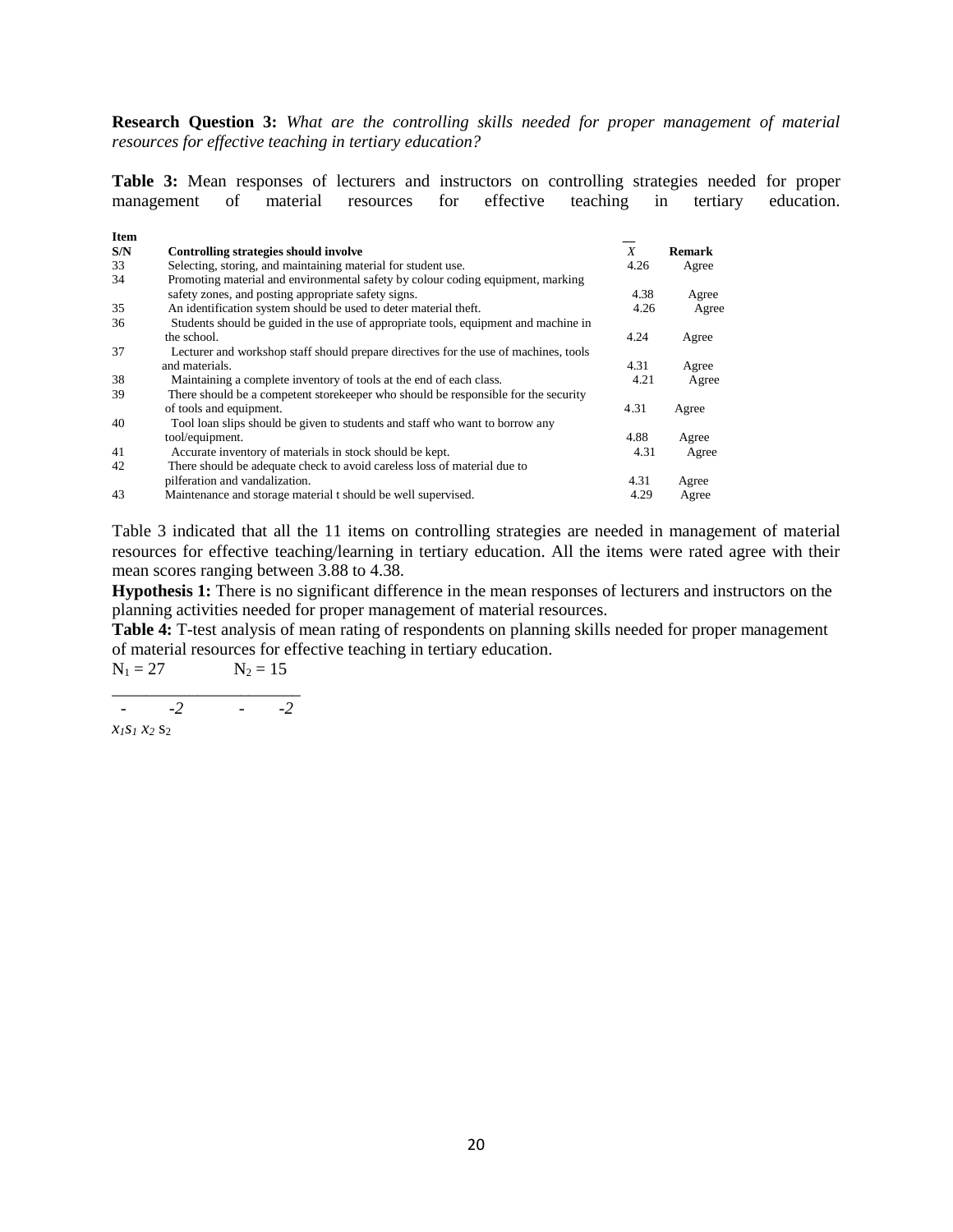**Research Question 3:** *What are the controlling skills needed for proper management of material resources for effective teaching in tertiary education?*

**Table 3:** Mean responses of lecturers and instructors on controlling strategies needed for proper management of material resources for effective teaching in tertiary education.

| Item S/N | Controlling strategies should involve | $\bar{X}$ | Remark |
|---|---|---|---|
| 33 | Selecting, storing, and maintaining material for student use. | 4.26 | Agree |
| 34 | Promoting material and environmental safety by colour coding equipment, marking safety zones, and posting appropriate safety signs. | 4.38 | Agree |
| 35 | An identification system should be used to deter material theft. | 4.26 | Agree |
| 36 | Students should be guided in the use of appropriate tools, equipment and machine in the school. | 4.24 | Agree |
| 37 | Lecturer and workshop staff should prepare directives for the use of machines, tools and materials. | 4.31 | Agree |
| 38 | Maintaining a complete inventory of tools at the end of each class. | 4.21 | Agree |
| 39 | There should be a competent storekeeper who should be responsible for the security of tools and equipment. | 4.31 | Agree |
| 40 | Tool loan slips should be given to students and staff who want to borrow any tool/equipment. | 4.88 | Agree |
| 41 | Accurate inventory of materials in stock should be kept. | 4.31 | Agree |
| 42 | There should be adequate check to avoid careless loss of material due to pilferation and vandalization. | 4.31 | Agree |
| 43 | Maintenance and storage material t should be well supervised. | 4.29 | Agree |

Table 3 indicated that all the 11 items on controlling strategies are needed in management of material resources for effective teaching/learning in tertiary education. All the items were rated agree with their mean scores ranging between 3.88 to 4.38.

**Hypothesis 1:** There is no significant difference in the mean responses of lecturers and instructors on the planning activities needed for proper management of material resources.

**Table 4:** T-test analysis of mean rating of respondents on planning skills needed for proper management of material resources for effective teaching in tertiary education.

$N_1 = 27$ $N_2 = 15$

$\bar{x}_1$ $s_1^2$ $\bar{x}_2$ $s_2^2$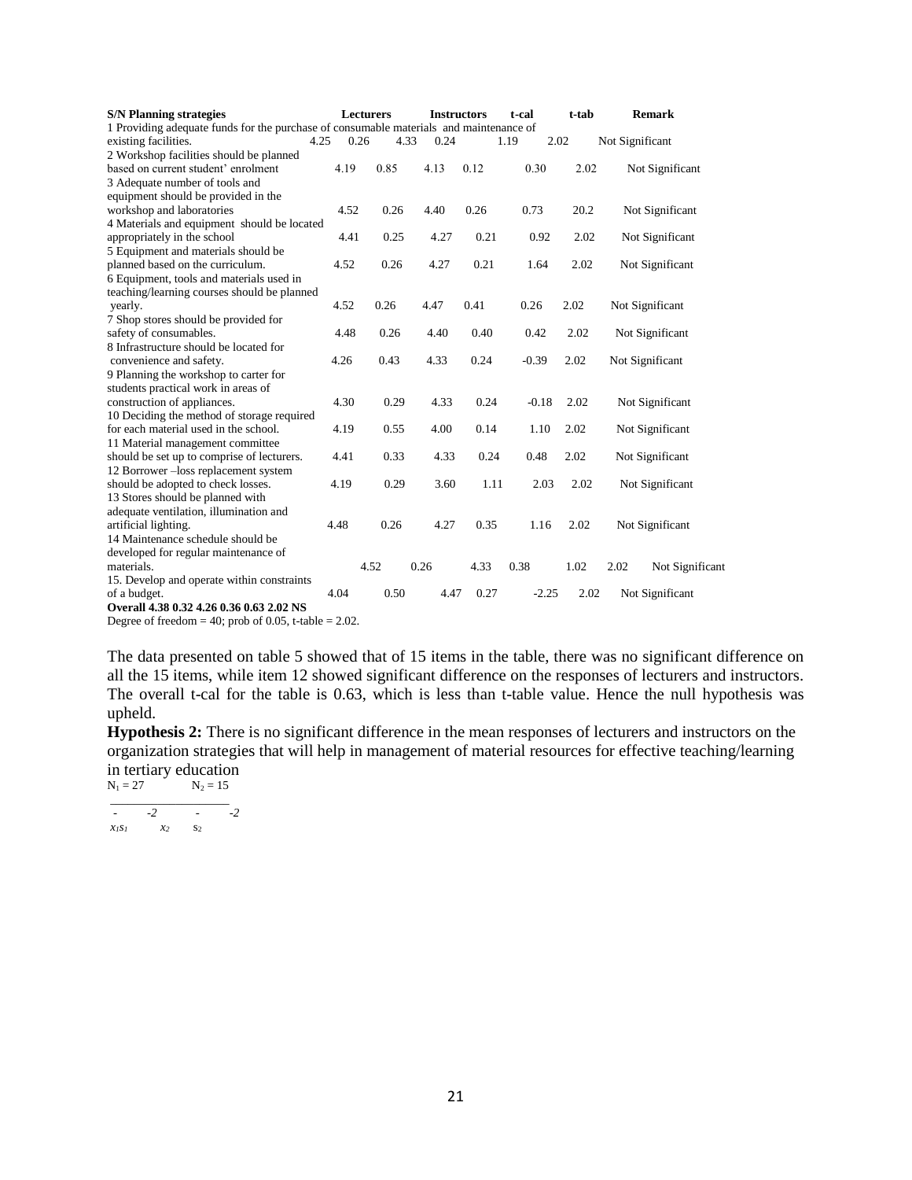| S/N | Planning strategies | Lecturers | | Instructors | | t-cal | t-tab | Remark |
|---|---|---|---|---|---|---|---|---|
| 1 | Providing adequate funds for the purchase of consumable materials and maintenance of existing facilities. | 4.25 | 0.26 | 4.33 | 0.24 | 1.19 | 2.02 | Not Significant |
| 2 | Workshop facilities should be planned based on current student' enrolment | 4.19 | 0.85 | 4.13 | 0.12 | 0.30 | 2.02 | Not Significant |
| 3 | Adequate number of tools and equipment should be provided in the workshop and laboratories | 4.52 | 0.26 | 4.40 | 0.26 | 0.73 | 20.2 | Not Significant |
| 4 | Materials and equipment should be located appropriately in the school | 4.41 | 0.25 | 4.27 | 0.21 | 0.92 | 2.02 | Not Significant |
| 5 | Equipment and materials should be planned based on the curriculum. | 4.52 | 0.26 | 4.27 | 0.21 | 1.64 | 2.02 | Not Significant |
| 6 | Equipment, tools and materials used in teaching/learning courses should be planned yearly. | 4.52 | 0.26 | 4.47 | 0.41 | 0.26 | 2.02 | Not Significant |
| 7 | Shop stores should be provided for safety of consumables. | 4.48 | 0.26 | 4.40 | 0.40 | 0.42 | 2.02 | Not Significant |
| 8 | Infrastructure should be located for convenience and safety. | 4.26 | 0.43 | 4.33 | 0.24 | -0.39 | 2.02 | Not Significant |
| 9 | Planning the workshop to carter for students practical work in areas of construction of appliances. | 4.30 | 0.29 | 4.33 | 0.24 | -0.18 | 2.02 | Not Significant |
| 10 | Deciding the method of storage required for each material used in the school. | 4.19 | 0.55 | 4.00 | 0.14 | 1.10 | 2.02 | Not Significant |
| 11 | Material management committee should be set up to comprise of lecturers. | 4.41 | 0.33 | 4.33 | 0.24 | 0.48 | 2.02 | Not Significant |
| 12 | Borrower –loss replacement system should be adopted to check losses. | 4.19 | 0.29 | 3.60 | 1.11 | 2.03 | 2.02 | Not Significant |
| 13 | Stores should be planned with adequate ventilation, illumination and artificial lighting. | 4.48 | 0.26 | 4.27 | 0.35 | 1.16 | 2.02 | Not Significant |
| 14 | Maintenance schedule should be developed for regular maintenance of materials. | 4.52 | 0.26 | 4.33 | 0.38 | 1.02 | 2.02 | Not Significant |
| 15. | Develop and operate within constraints of a budget. | 4.04 | 0.50 | 4.47 | 0.27 | -2.25 | 2.02 | Not Significant |
| **Overall** | | **4.38** | **0.32** | **4.26** | **0.36** | **0.63** | **2.02** | **NS** |

Degree of freedom = 40; prob of 0.05, t-table = 2.02.

The data presented on table 5 showed that of 15 items in the table, there was no significant difference on all the 15 items, while item 12 showed significant difference on the responses of lecturers and instructors. The overall t-cal for the table is 0.63, which is less than t-table value. Hence the null hypothesis was upheld.

**Hypothesis 2:** There is no significant difference in the mean responses of lecturers and instructors on the organization strategies that will help in management of material resources for effective teaching/learning in tertiary education

$N_1 = 27$ $N_2 = 15$

$\bar{x}_1$ $s_1^2$ $\bar{x}_2$ $s_2^2$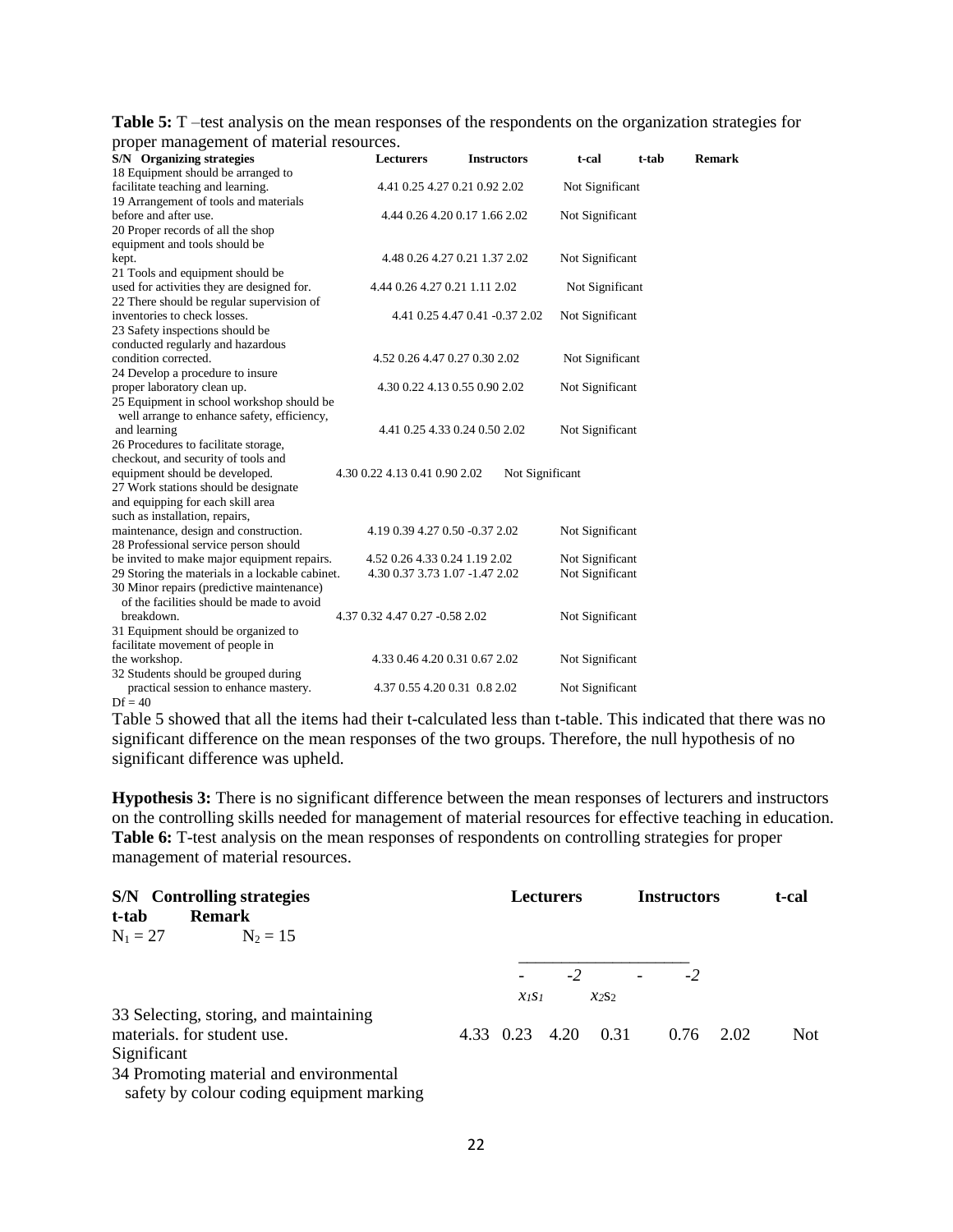**Table 5:** T –test analysis on the mean responses of the respondents on the organization strategies for proper management of material resources.

| S/N | Organizing strategies | Lecturers | | Instructors | | t-cal | t-tab | Remark |
|---|---|---|---|---|---|---|---|---|
| 18 | Equipment should be arranged to facilitate teaching and learning. | 4.41 | 0.25 | 4.27 | 0.21 | 0.92 | 2.02 | Not Significant |
| 19 | Arrangement of tools and materials before and after use. | 4.44 | 0.26 | 4.20 | 0.17 | 1.66 | 2.02 | Not Significant |
| 20 | Proper records of all the shop equipment and tools should be kept. | 4.48 | 0.26 | 4.27 | 0.21 | 1.37 | 2.02 | Not Significant |
| 21 | Tools and equipment should be used for activities they are designed for. | 4.44 | 0.26 | 4.27 | 0.21 | 1.11 | 2.02 | Not Significant |
| 22 | There should be regular supervision of inventories to check losses. | 4.41 | 0.25 | 4.47 | 0.41 | -0.37 | 2.02 | Not Significant |
| 23 | Safety inspections should be conducted regularly and hazardous condition corrected. | 4.52 | 0.26 | 4.47 | 0.27 | 0.30 | 2.02 | Not Significant |
| 24 | Develop a procedure to insure proper laboratory clean up. | 4.30 | 0.22 | 4.13 | 0.55 | 0.90 | 2.02 | Not Significant |
| 25 | Equipment in school workshop should be well arrange to enhance safety, efficiency, and learning | 4.41 | 0.25 | 4.33 | 0.24 | 0.50 | 2.02 | Not Significant |
| 26 | Procedures to facilitate storage, checkout, and security of tools and equipment should be developed. | 4.30 | 0.22 | 4.13 | 0.41 | 0.90 | 2.02 | Not Significant |
| 27 | Work stations should be designate and equipping for each skill area such as installation, repairs, maintenance, design and construction. | 4.19 | 0.39 | 4.27 | 0.50 | -0.37 | 2.02 | Not Significant |
| 28 | Professional service person should be invited to make major equipment repairs. | 4.52 | 0.26 | 4.33 | 0.24 | 1.19 | 2.02 | Not Significant |
| 29 | Storing the materials in a lockable cabinet. | 4.30 | 0.37 | 3.73 | 1.07 | -1.47 | 2.02 | Not Significant |
| 30 | Minor repairs (predictive maintenance) of the facilities should be made to avoid breakdown. | 4.37 | 0.32 | 4.47 | 0.27 | -0.58 | 2.02 | Not Significant |
| 31 | Equipment should be organized to facilitate movement of people in the workshop. | 4.33 | 0.46 | 4.20 | 0.31 | 0.67 | 2.02 | Not Significant |
| 32 | Students should be grouped during practical session to enhance mastery. | 4.37 | 0.55 | 4.20 | 0.31 | 0.8 | 2.02 | Not Significant |

Df = 40

Table 5 showed that all the items had their t-calculated less than t-table. This indicated that there was no significant difference on the mean responses of the two groups. Therefore, the null hypothesis of no significant difference was upheld.

**Hypothesis 3:** There is no significant difference between the mean responses of lecturers and instructors on the controlling skills needed for management of material resources for effective teaching in education.

**Table 6:** T-test analysis on the mean responses of respondents on controlling strategies for proper management of material resources.

$N_1 = 27$ $N_2 = 15$

| S/N | Controlling strategies | Lecturers $\bar{x}_1$ | $s_1^2$ | Instructors $\bar{x}_2$ | $s_2^2$ | t-cal | t-tab | Remark |
|---|---|---|---|---|---|---|---|---|
| 33 | Selecting, storing, and maintaining materials. for student use. | 4.33 | 0.23 | 4.20 | 0.31 | 0.76 | 2.02 | Not Significant |
| 34 | Promoting material and environmental safety by colour coding equipment marking | | | | | | | |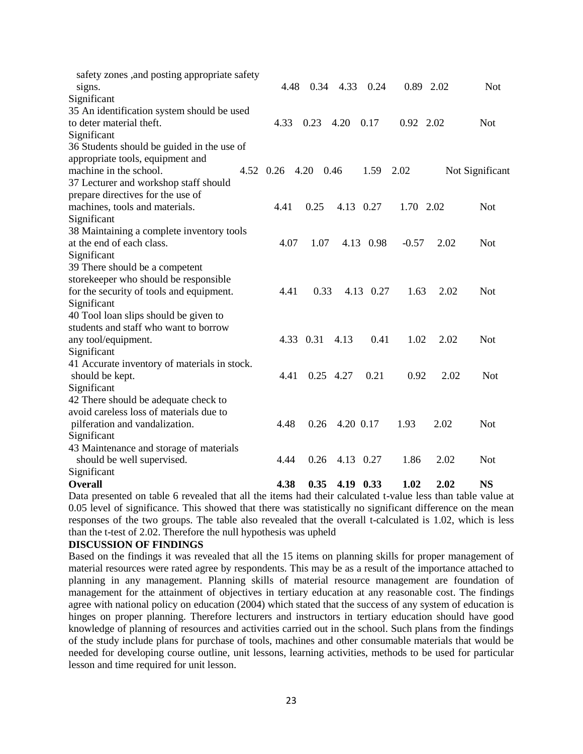| Item | Mean 1 | SD 1 | Mean 2 | SD 2 | t-cal | t-tab | Remark |
|---|---|---|---|---|---|---|---|
| safety zones ,and posting appropriate safety signs. | 4.48 | 0.34 | 4.33 | 0.24 | 0.89 | 2.02 | Not Significant |
| 35 An identification system should be used to deter material theft. | 4.33 | 0.23 | 4.20 | 0.17 | 0.92 | 2.02 | Not Significant |
| 36 Students should be guided in the use of appropriate tools, equipment and machine in the school. | 4.52 | 0.26 | 4.20 | 0.46 | 1.59 | 2.02 | Not Significant |
| 37 Lecturer and workshop staff should prepare directives for the use of machines, tools and materials. | 4.41 | 0.25 | 4.13 | 0.27 | 1.70 | 2.02 | Not Significant |
| 38 Maintaining a complete inventory tools at the end of each class. | 4.07 | 1.07 | 4.13 | 0.98 | -0.57 | 2.02 | Not Significant |
| 39 There should be a competent storekeeper who should be responsible for the security of tools and equipment. | 4.41 | 0.33 | 4.13 | 0.27 | 1.63 | 2.02 | Not Significant |
| 40 Tool loan slips should be given to students and staff who want to borrow any tool/equipment. | 4.33 | 0.31 | 4.13 | 0.41 | 1.02 | 2.02 | Not Significant |
| 41 Accurate inventory of materials in stock. should be kept. | 4.41 | 0.25 | 4.27 | 0.21 | 0.92 | 2.02 | Not Significant |
| 42 There should be adequate check to avoid careless loss of materials due to pilferation and vandalization. | 4.48 | 0.26 | 4.20 | 0.17 | 1.93 | 2.02 | Not Significant |
| 43 Maintenance and storage of materials should be well supervised. | 4.44 | 0.26 | 4.13 | 0.27 | 1.86 | 2.02 | Not Significant |
| **Overall** | **4.38** | **0.35** | **4.19** | **0.33** | **1.02** | **2.02** | **NS** |

Data presented on table 6 revealed that all the items had their calculated t-value less than table value at 0.05 level of significance. This showed that there was statistically no significant difference on the mean responses of the two groups. The table also revealed that the overall t-calculated is 1.02, which is less than the t-test of 2.02. Therefore the null hypothesis was upheld

**DISCUSSION OF FINDINGS**

Based on the findings it was revealed that all the 15 items on planning skills for proper management of material resources were rated agree by respondents. This may be as a result of the importance attached to planning in any management. Planning skills of material resource management are foundation of management for the attainment of objectives in tertiary education at any reasonable cost. The findings agree with national policy on education (2004) which stated that the success of any system of education is hinges on proper planning. Therefore lecturers and instructors in tertiary education should have good knowledge of planning of resources and activities carried out in the school. Such plans from the findings of the study include plans for purchase of tools, machines and other consumable materials that would be needed for developing course outline, unit lessons, learning activities, methods to be used for particular lesson and time required for unit lesson.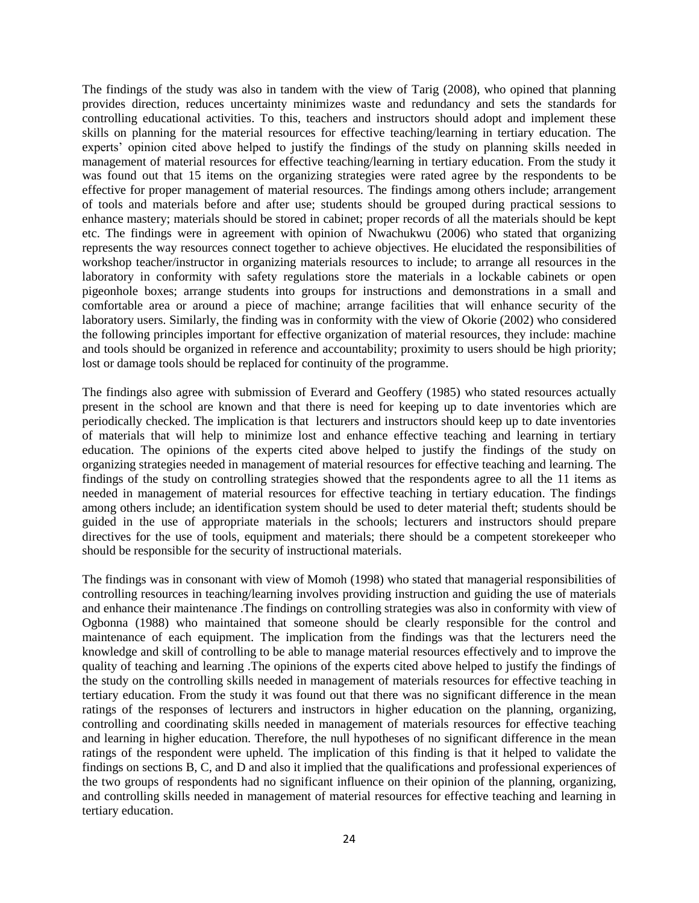The findings of the study was also in tandem with the view of Tarig (2008), who opined that planning provides direction, reduces uncertainty minimizes waste and redundancy and sets the standards for controlling educational activities. To this, teachers and instructors should adopt and implement these skills on planning for the material resources for effective teaching/learning in tertiary education. The experts' opinion cited above helped to justify the findings of the study on planning skills needed in management of material resources for effective teaching/learning in tertiary education. From the study it was found out that 15 items on the organizing strategies were rated agree by the respondents to be effective for proper management of material resources. The findings among others include; arrangement of tools and materials before and after use; students should be grouped during practical sessions to enhance mastery; materials should be stored in cabinet; proper records of all the materials should be kept etc. The findings were in agreement with opinion of Nwachukwu (2006) who stated that organizing represents the way resources connect together to achieve objectives. He elucidated the responsibilities of workshop teacher/instructor in organizing materials resources to include; to arrange all resources in the laboratory in conformity with safety regulations store the materials in a lockable cabinets or open pigeonhole boxes; arrange students into groups for instructions and demonstrations in a small and comfortable area or around a piece of machine; arrange facilities that will enhance security of the laboratory users. Similarly, the finding was in conformity with the view of Okorie (2002) who considered the following principles important for effective organization of material resources, they include: machine and tools should be organized in reference and accountability; proximity to users should be high priority; lost or damage tools should be replaced for continuity of the programme.

The findings also agree with submission of Everard and Geoffery (1985) who stated resources actually present in the school are known and that there is need for keeping up to date inventories which are periodically checked. The implication is that lecturers and instructors should keep up to date inventories of materials that will help to minimize lost and enhance effective teaching and learning in tertiary education. The opinions of the experts cited above helped to justify the findings of the study on organizing strategies needed in management of material resources for effective teaching and learning. The findings of the study on controlling strategies showed that the respondents agree to all the 11 items as needed in management of material resources for effective teaching in tertiary education. The findings among others include; an identification system should be used to deter material theft; students should be guided in the use of appropriate materials in the schools; lecturers and instructors should prepare directives for the use of tools, equipment and materials; there should be a competent storekeeper who should be responsible for the security of instructional materials.

The findings was in consonant with view of Momoh (1998) who stated that managerial responsibilities of controlling resources in teaching/learning involves providing instruction and guiding the use of materials and enhance their maintenance .The findings on controlling strategies was also in conformity with view of Ogbonna (1988) who maintained that someone should be clearly responsible for the control and maintenance of each equipment. The implication from the findings was that the lecturers need the knowledge and skill of controlling to be able to manage material resources effectively and to improve the quality of teaching and learning .The opinions of the experts cited above helped to justify the findings of the study on the controlling skills needed in management of materials resources for effective teaching in tertiary education. From the study it was found out that there was no significant difference in the mean ratings of the responses of lecturers and instructors in higher education on the planning, organizing, controlling and coordinating skills needed in management of materials resources for effective teaching and learning in higher education. Therefore, the null hypotheses of no significant difference in the mean ratings of the respondent were upheld. The implication of this finding is that it helped to validate the findings on sections B, C, and D and also it implied that the qualifications and professional experiences of the two groups of respondents had no significant influence on their opinion of the planning, organizing, and controlling skills needed in management of material resources for effective teaching and learning in tertiary education.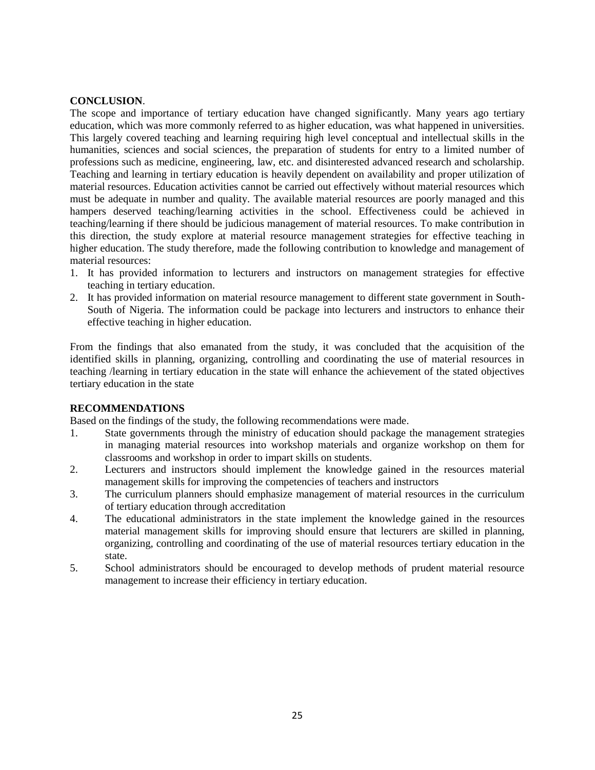## CONCLUSION.

The scope and importance of tertiary education have changed significantly. Many years ago tertiary education, which was more commonly referred to as higher education, was what happened in universities. This largely covered teaching and learning requiring high level conceptual and intellectual skills in the humanities, sciences and social sciences, the preparation of students for entry to a limited number of professions such as medicine, engineering, law, etc. and disinterested advanced research and scholarship. Teaching and learning in tertiary education is heavily dependent on availability and proper utilization of material resources. Education activities cannot be carried out effectively without material resources which must be adequate in number and quality. The available material resources are poorly managed and this hampers deserved teaching/learning activities in the school. Effectiveness could be achieved in teaching/learning if there should be judicious management of material resources. To make contribution in this direction, the study explore at material resource management strategies for effective teaching in higher education. The study therefore, made the following contribution to knowledge and management of material resources:

1. It has provided information to lecturers and instructors on management strategies for effective teaching in tertiary education.
2. It has provided information on material resource management to different state government in South-South of Nigeria. The information could be package into lecturers and instructors to enhance their effective teaching in higher education.

From the findings that also emanated from the study, it was concluded that the acquisition of the identified skills in planning, organizing, controlling and coordinating the use of material resources in teaching /learning in tertiary education in the state will enhance the achievement of the stated objectives tertiary education in the state

## RECOMMENDATIONS

Based on the findings of the study, the following recommendations were made.

1. State governments through the ministry of education should package the management strategies in managing material resources into workshop materials and organize workshop on them for classrooms and workshop in order to impart skills on students.
2. Lecturers and instructors should implement the knowledge gained in the resources material management skills for improving the competencies of teachers and instructors
3. The curriculum planners should emphasize management of material resources in the curriculum of tertiary education through accreditation
4. The educational administrators in the state implement the knowledge gained in the resources material management skills for improving should ensure that lecturers are skilled in planning, organizing, controlling and coordinating of the use of material resources tertiary education in the state.
5. School administrators should be encouraged to develop methods of prudent material resource management to increase their efficiency in tertiary education.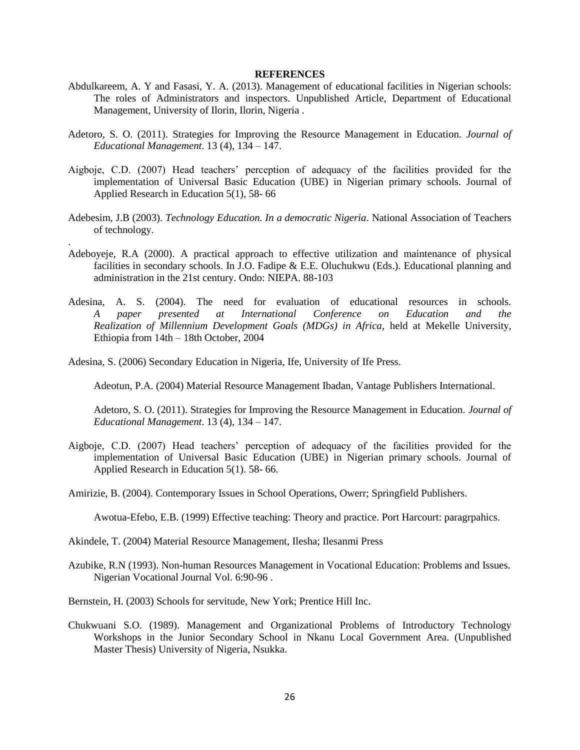**REFERENCES**

Abdulkareem, A. Y and Fasasi, Y. A. (2013). Management of educational facilities in Nigerian schools: The roles of Administrators and inspectors. Unpublished Article, Department of Educational Management, University of Ilorin, Ilorin, Nigeria .

Adetoro, S. O. (2011). Strategies for Improving the Resource Management in Education. *Journal of Educational Management*. 13 (4), 134 – 147.

Aigboje, C.D. (2007) Head teachers' perception of adequacy of the facilities provided for the implementation of Universal Basic Education (UBE) in Nigerian primary schools. Journal of Applied Research in Education 5(1), 58- 66

Adebesim, J.B (2003). *Technology Education. In a democratic Nigeria*. National Association of Teachers of technology.

.

Adeboyeje, R.A (2000). A practical approach to effective utilization and maintenance of physical facilities in secondary schools. In J.O. Fadipe & E.E. Oluchukwu (Eds.). Educational planning and administration in the 21st century. Ondo: NIEPA. 88-103

Adesina, A. S. (2004). The need for evaluation of educational resources in schools. *A paper presented at International Conference on Education and the Realization of Millennium Development Goals (MDGs) in Africa*, held at Mekelle University, Ethiopia from 14th – 18th October, 2004

Adesina, S. (2006) Secondary Education in Nigeria, Ife, University of Ife Press.

Adeotun, P.A. (2004) Material Resource Management Ibadan, Vantage Publishers International.

Adetoro, S. O. (2011). Strategies for Improving the Resource Management in Education. *Journal of Educational Management*. 13 (4), 134 – 147.

Aigboje, C.D. (2007) Head teachers' perception of adequacy of the facilities provided for the implementation of Universal Basic Education (UBE) in Nigerian primary schools. Journal of Applied Research in Education 5(1). 58- 66.

Amirizie, B. (2004). Contemporary Issues in School Operations, Owerr; Springfield Publishers.

Awotua-Efebo, E.B. (1999) Effective teaching: Theory and practice. Port Harcourt: paragrpahics.

Akindele, T. (2004) Material Resource Management, Ilesha; Ilesanmi Press

Azubike, R.N (1993). Non-human Resources Management in Vocational Education: Problems and Issues. Nigerian Vocational Journal Vol. 6:90-96 .

Bernstein, H. (2003) Schools for servitude, New York; Prentice Hill Inc.

Chukwuani S.O. (1989). Management and Organizational Problems of Introductory Technology Workshops in the Junior Secondary School in Nkanu Local Government Area. (Unpublished Master Thesis) University of Nigeria, Nsukka.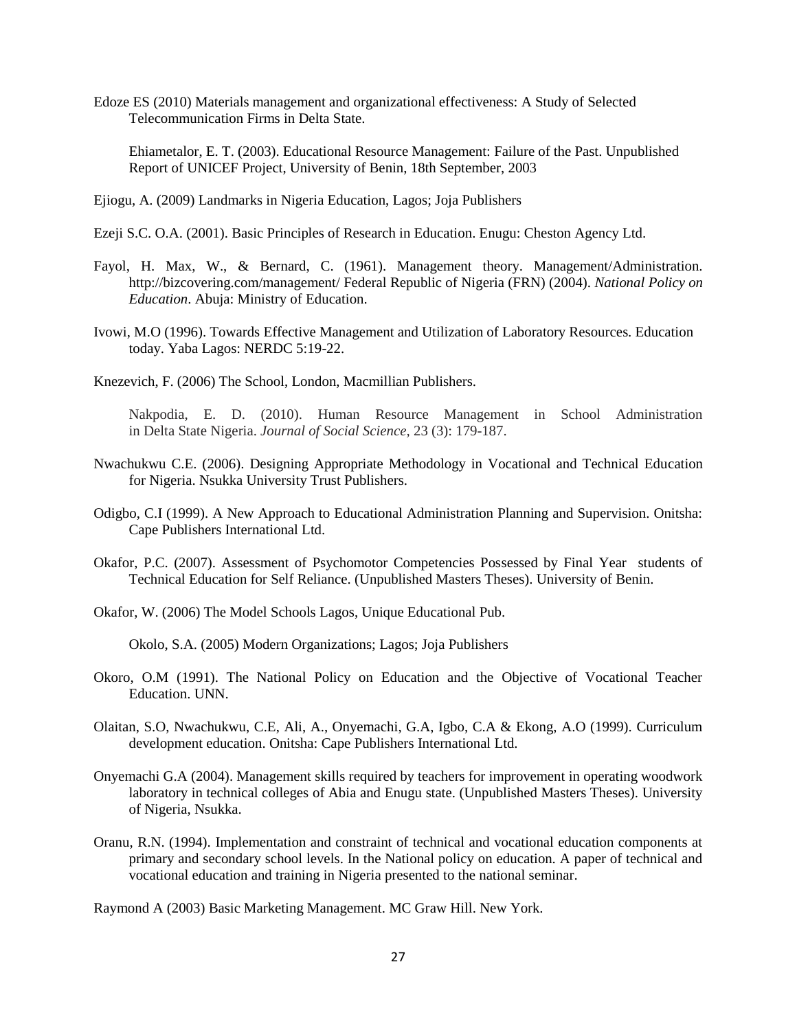Edoze ES (2010) Materials management and organizational effectiveness: A Study of Selected Telecommunication Firms in Delta State.

Ehiametalor, E. T. (2003). Educational Resource Management: Failure of the Past. Unpublished Report of UNICEF Project, University of Benin, 18th September, 2003

Ejiogu, A. (2009) Landmarks in Nigeria Education, Lagos; Joja Publishers

Ezeji S.C. O.A. (2001). Basic Principles of Research in Education. Enugu: Cheston Agency Ltd.

Fayol, H. Max, W., & Bernard, C. (1961). Management theory. Management/Administration. http://bizcovering.com/management/ Federal Republic of Nigeria (FRN) (2004). *National Policy on Education*. Abuja: Ministry of Education.

Ivowi, M.O (1996). Towards Effective Management and Utilization of Laboratory Resources. Education today. Yaba Lagos: NERDC 5:19-22.

Knezevich, F. (2006) The School, London, Macmillian Publishers.

Nakpodia, E. D. (2010). Human Resource Management in School Administration in Delta State Nigeria. *Journal of Social Science*, 23 (3): 179-187.

Nwachukwu C.E. (2006). Designing Appropriate Methodology in Vocational and Technical Education for Nigeria. Nsukka University Trust Publishers.

Odigbo, C.I (1999). A New Approach to Educational Administration Planning and Supervision. Onitsha: Cape Publishers International Ltd.

Okafor, P.C. (2007). Assessment of Psychomotor Competencies Possessed by Final Year students of Technical Education for Self Reliance. (Unpublished Masters Theses). University of Benin.

Okafor, W. (2006) The Model Schools Lagos, Unique Educational Pub.

Okolo, S.A. (2005) Modern Organizations; Lagos; Joja Publishers

Okoro, O.M (1991). The National Policy on Education and the Objective of Vocational Teacher Education. UNN.

Olaitan, S.O, Nwachukwu, C.E, Ali, A., Onyemachi, G.A, Igbo, C.A & Ekong, A.O (1999). Curriculum development education. Onitsha: Cape Publishers International Ltd.

Onyemachi G.A (2004). Management skills required by teachers for improvement in operating woodwork laboratory in technical colleges of Abia and Enugu state. (Unpublished Masters Theses). University of Nigeria, Nsukka.

Oranu, R.N. (1994). Implementation and constraint of technical and vocational education components at primary and secondary school levels. In the National policy on education. A paper of technical and vocational education and training in Nigeria presented to the national seminar.

Raymond A (2003) Basic Marketing Management. MC Graw Hill. New York.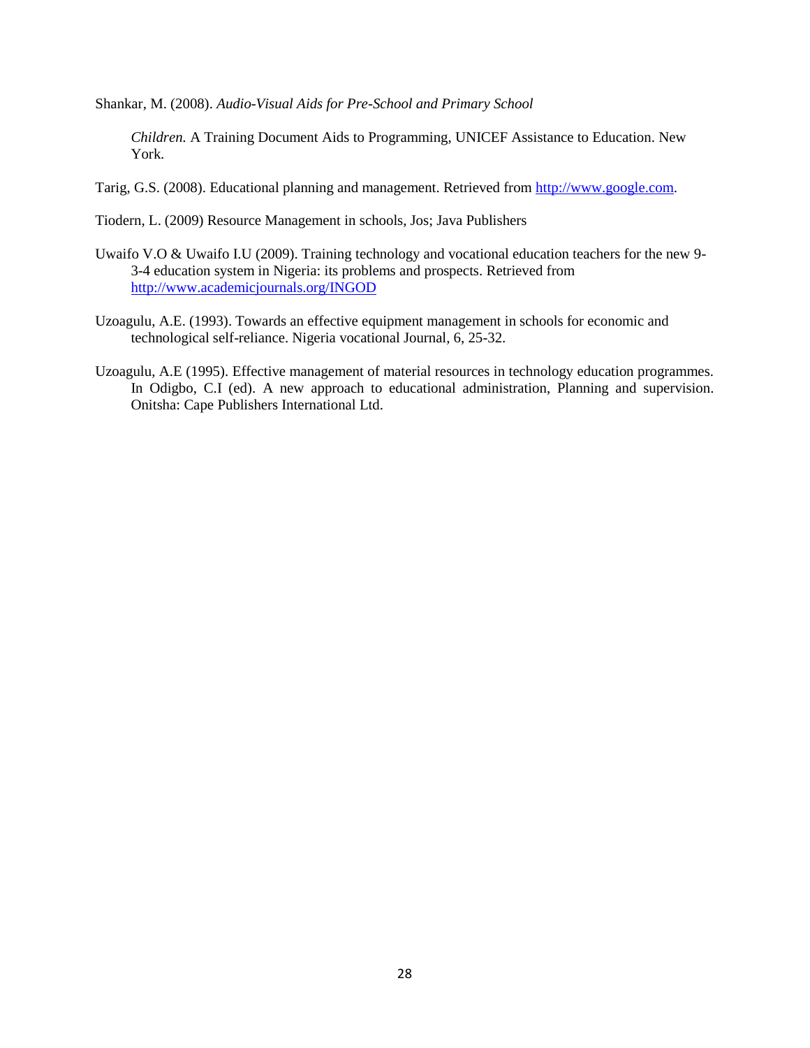Shankar, M. (2008). *Audio-Visual Aids for Pre-School and Primary School Children.* A Training Document Aids to Programming, UNICEF Assistance to Education. New York.

Tarig, G.S. (2008). Educational planning and management. Retrieved from http://www.google.com.

Tiodern, L. (2009) Resource Management in schools, Jos; Java Publishers

Uwaifo V.O & Uwaifo I.U (2009). Training technology and vocational education teachers for the new 9-3-4 education system in Nigeria: its problems and prospects. Retrieved from http://www.academicjournals.org/INGOD

Uzoagulu, A.E. (1993). Towards an effective equipment management in schools for economic and technological self-reliance. Nigeria vocational Journal, 6, 25-32.

Uzoagulu, A.E (1995). Effective management of material resources in technology education programmes. In Odigbo, C.I (ed). A new approach to educational administration, Planning and supervision. Onitsha: Cape Publishers International Ltd.